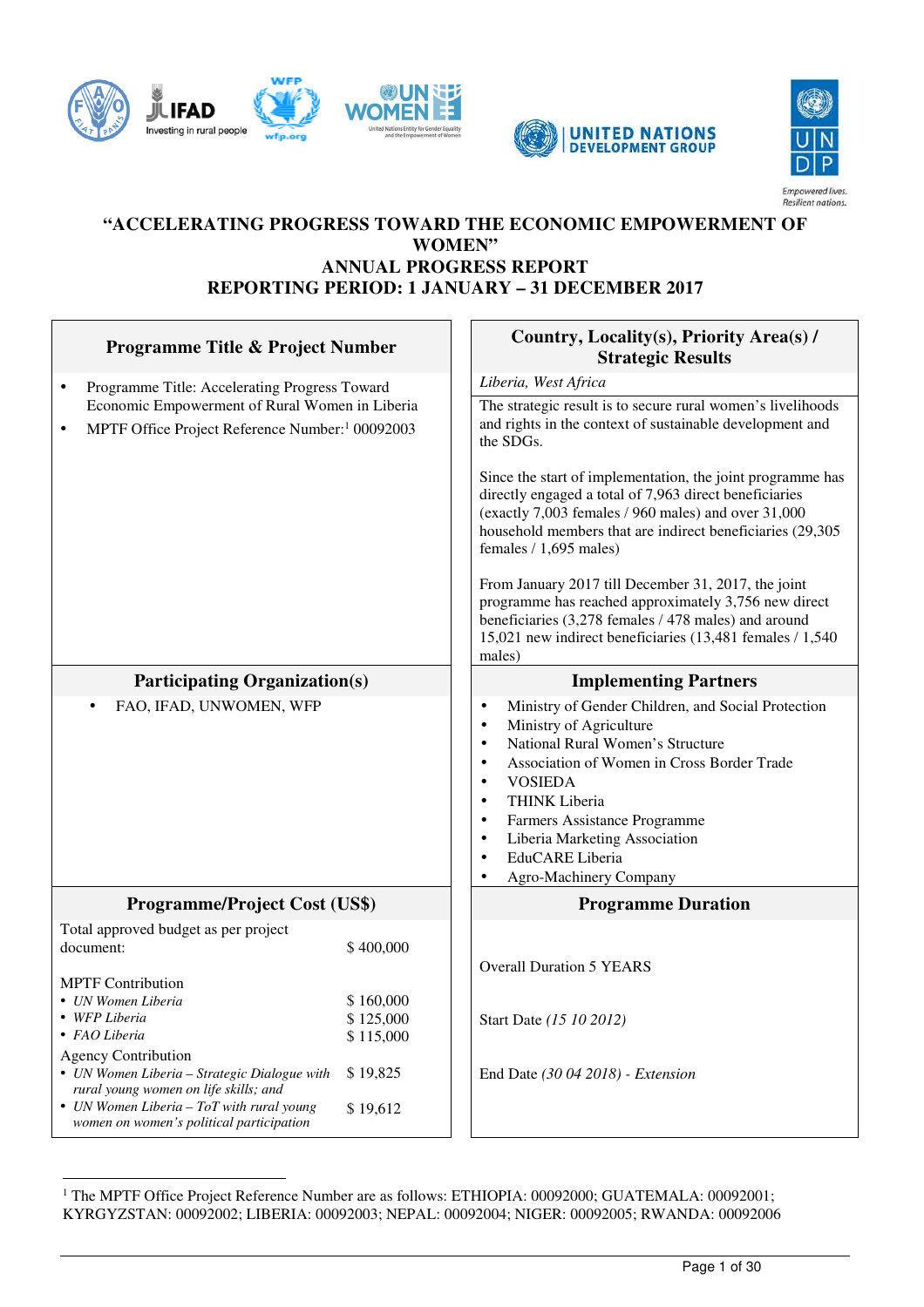# "ACCELERATING PROGRESS TOWARD THE ECONOMIC EMPOWERMENT OF WOMEN"

## ANNUAL PROGRESS REPORT

## REPORTING PERIOD: 1 JANUARY – 31 DECEMBER 2017

| Programme Title & Project Number | Country, Locality(s), Priority Area(s) / Strategic Results |
|---|---|
| • Programme Title: Accelerating Progress Toward Economic Empowerment of Rural Women in Liberia<br>• MPTF Office Project Reference Number:[1] 00092003 | *Liberia, West Africa*<br><br>The strategic result is to secure rural women's livelihoods and rights in the context of sustainable development and the SDGs.<br><br>Since the start of implementation, the joint programme has directly engaged a total of 7,963 direct beneficiaries (exactly 7,003 females / 960 males) and over 31,000 household members that are indirect beneficiaries (29,305 females / 1,695 males)<br><br>From January 2017 till December 31, 2017, the joint programme has reached approximately 3,756 new direct beneficiaries (3,278 females / 478 males) and around 15,021 new indirect beneficiaries (13,481 females / 1,540 males) |
| **Participating Organization(s)** | **Implementing Partners** |
| • FAO, IFAD, UNWOMEN, WFP | • Ministry of Gender Children, and Social Protection<br>• Ministry of Agriculture<br>• National Rural Women's Structure<br>• Association of Women in Cross Border Trade<br>• VOSIEDA<br>• THINK Liberia<br>• Farmers Assistance Programme<br>• Liberia Marketing Association<br>• EduCARE Liberia<br>• Agro-Machinery Company |
| **Programme/Project Cost (US$)** | **Programme Duration** |
| Total approved budget as per project document: $ 400,000<br><br>MPTF Contribution<br>• *UN Women Liberia* $ 160,000<br>• *WFP Liberia* $ 125,000<br>• *FAO Liberia* $ 115,000<br><br>Agency Contribution<br>• *UN Women Liberia – Strategic Dialogue with rural young women on life skills; and* $ 19,825<br>• *UN Women Liberia – ToT with rural young women on women's political participation* $ 19,612 | Overall Duration 5 YEARS<br><br>Start Date *(15 10 2012)*<br><br>End Date *(30 04 2018) - Extension* |

[1] The MPTF Office Project Reference Number are as follows: ETHIOPIA: 00092000; GUATEMALA: 00092001; KYRGYZSTAN: 00092002; LIBERIA: 00092003; NEPAL: 00092004; NIGER: 00092005; RWANDA: 00092006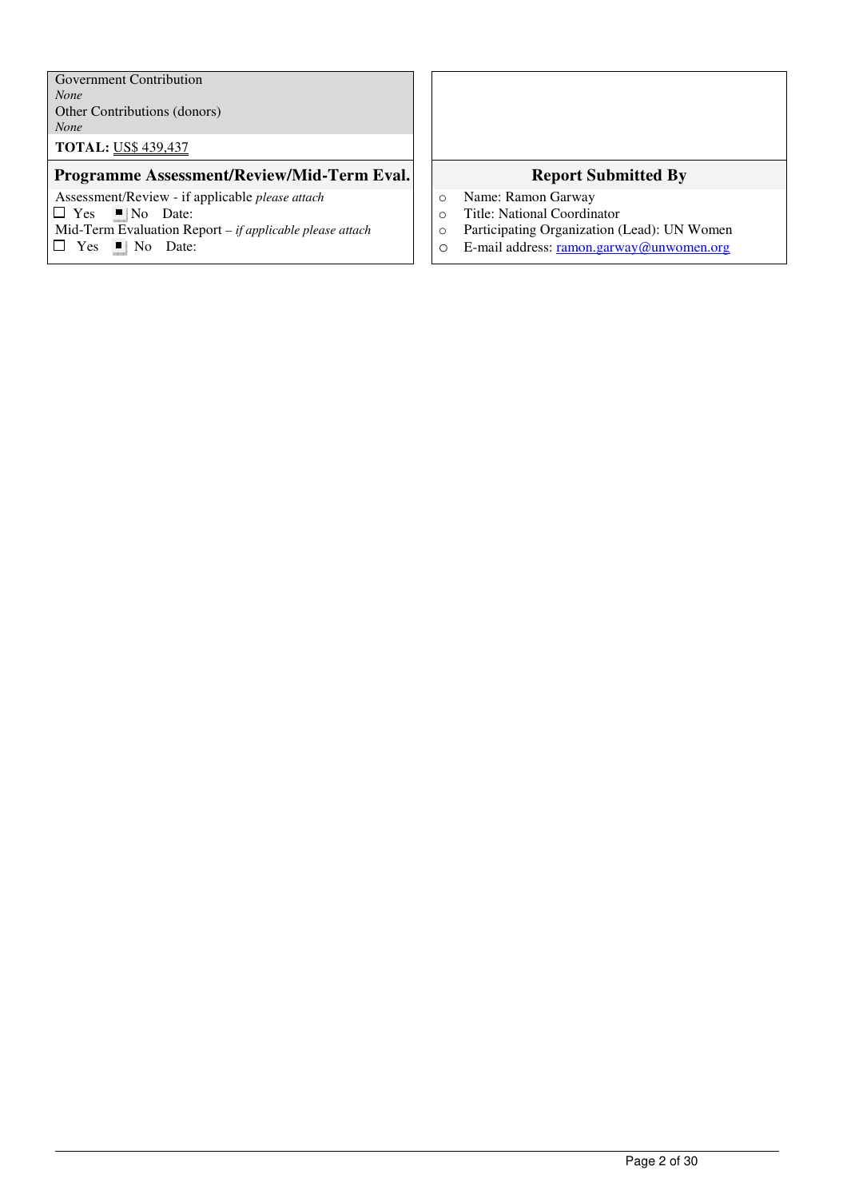| Government Contribution | |
|---|---|
| *None* | |
| Other Contributions (donors) | |
| *None* | |
| **TOTAL:** US$ 439,437 | |
| **Programme Assessment/Review/Mid-Term Eval.** | **Report Submitted By** |
| Assessment/Review - if applicable *please attach* | ○ Name: Ramon Garway |
| ☐ Yes ■ No Date: | ○ Title: National Coordinator |
| Mid-Term Evaluation Report – *if applicable please attach* | ○ Participating Organization (Lead): UN Women |
| ☐ Yes ■ No Date: | ○ E-mail address: ramon.garway@unwomen.org |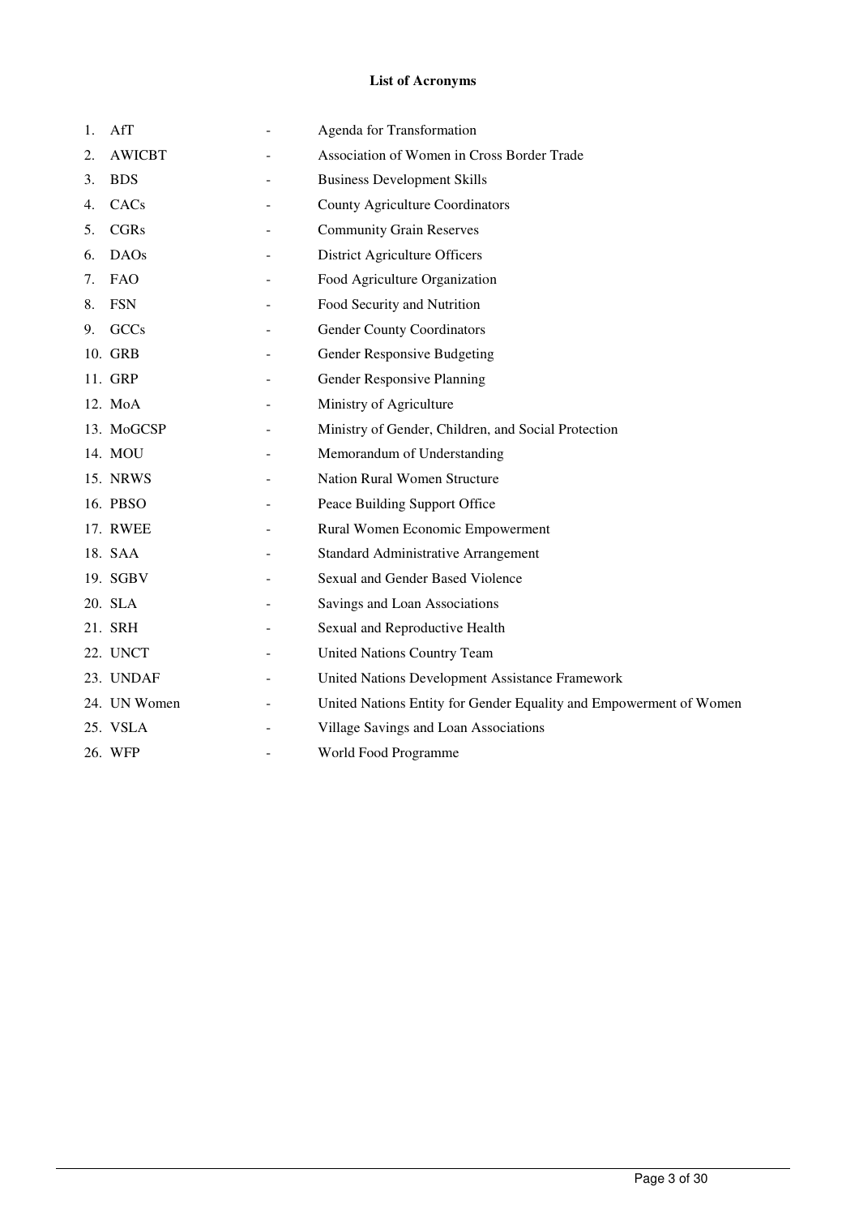**List of Acronyms**

1. AfT - Agenda for Transformation
2. AWICBT - Association of Women in Cross Border Trade
3. BDS - Business Development Skills
4. CACs - County Agriculture Coordinators
5. CGRs - Community Grain Reserves
6. DAOs - District Agriculture Officers
7. FAO - Food Agriculture Organization
8. FSN - Food Security and Nutrition
9. GCCs - Gender County Coordinators
10. GRB - Gender Responsive Budgeting
11. GRP - Gender Responsive Planning
12. MoA - Ministry of Agriculture
13. MoGCSP - Ministry of Gender, Children, and Social Protection
14. MOU - Memorandum of Understanding
15. NRWS - Nation Rural Women Structure
16. PBSO - Peace Building Support Office
17. RWEE - Rural Women Economic Empowerment
18. SAA - Standard Administrative Arrangement
19. SGBV - Sexual and Gender Based Violence
20. SLA - Savings and Loan Associations
21. SRH - Sexual and Reproductive Health
22. UNCT - United Nations Country Team
23. UNDAF - United Nations Development Assistance Framework
24. UN Women - United Nations Entity for Gender Equality and Empowerment of Women
25. VSLA - Village Savings and Loan Associations
26. WFP - World Food Programme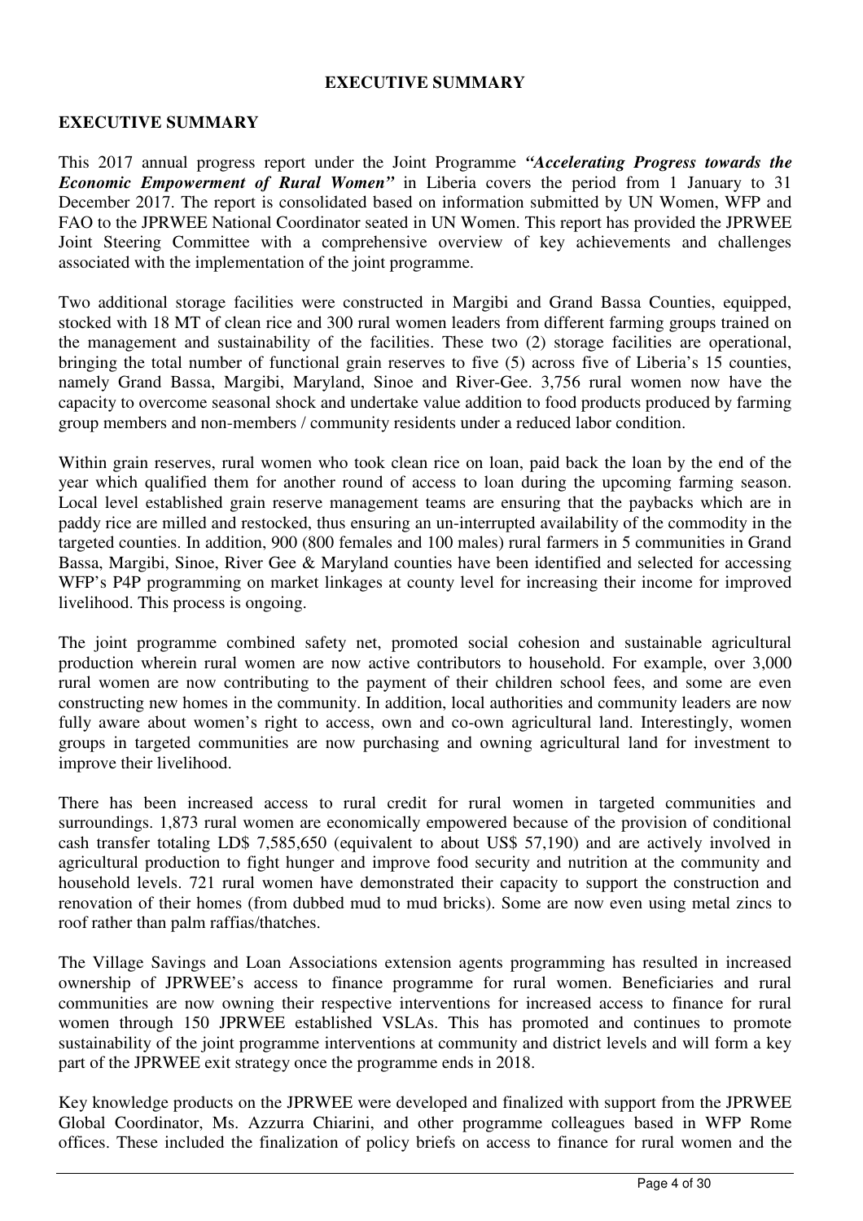**EXECUTIVE SUMMARY**

## EXECUTIVE SUMMARY

This 2017 annual progress report under the Joint Programme ***"Accelerating Progress towards the Economic Empowerment of Rural Women"*** in Liberia covers the period from 1 January to 31 December 2017. The report is consolidated based on information submitted by UN Women, WFP and FAO to the JPRWEE National Coordinator seated in UN Women. This report has provided the JPRWEE Joint Steering Committee with a comprehensive overview of key achievements and challenges associated with the implementation of the joint programme.

Two additional storage facilities were constructed in Margibi and Grand Bassa Counties, equipped, stocked with 18 MT of clean rice and 300 rural women leaders from different farming groups trained on the management and sustainability of the facilities. These two (2) storage facilities are operational, bringing the total number of functional grain reserves to five (5) across five of Liberia's 15 counties, namely Grand Bassa, Margibi, Maryland, Sinoe and River-Gee. 3,756 rural women now have the capacity to overcome seasonal shock and undertake value addition to food products produced by farming group members and non-members / community residents under a reduced labor condition.

Within grain reserves, rural women who took clean rice on loan, paid back the loan by the end of the year which qualified them for another round of access to loan during the upcoming farming season. Local level established grain reserve management teams are ensuring that the paybacks which are in paddy rice are milled and restocked, thus ensuring an un-interrupted availability of the commodity in the targeted counties. In addition, 900 (800 females and 100 males) rural farmers in 5 communities in Grand Bassa, Margibi, Sinoe, River Gee & Maryland counties have been identified and selected for accessing WFP's P4P programming on market linkages at county level for increasing their income for improved livelihood. This process is ongoing.

The joint programme combined safety net, promoted social cohesion and sustainable agricultural production wherein rural women are now active contributors to household. For example, over 3,000 rural women are now contributing to the payment of their children school fees, and some are even constructing new homes in the community. In addition, local authorities and community leaders are now fully aware about women's right to access, own and co-own agricultural land. Interestingly, women groups in targeted communities are now purchasing and owning agricultural land for investment to improve their livelihood.

There has been increased access to rural credit for rural women in targeted communities and surroundings. 1,873 rural women are economically empowered because of the provision of conditional cash transfer totaling LD$ 7,585,650 (equivalent to about US$ 57,190) and are actively involved in agricultural production to fight hunger and improve food security and nutrition at the community and household levels. 721 rural women have demonstrated their capacity to support the construction and renovation of their homes (from dubbed mud to mud bricks). Some are now even using metal zincs to roof rather than palm raffias/thatches.

The Village Savings and Loan Associations extension agents programming has resulted in increased ownership of JPRWEE's access to finance programme for rural women. Beneficiaries and rural communities are now owning their respective interventions for increased access to finance for rural women through 150 JPRWEE established VSLAs. This has promoted and continues to promote sustainability of the joint programme interventions at community and district levels and will form a key part of the JPRWEE exit strategy once the programme ends in 2018.

Key knowledge products on the JPRWEE were developed and finalized with support from the JPRWEE Global Coordinator, Ms. Azzurra Chiarini, and other programme colleagues based in WFP Rome offices. These included the finalization of policy briefs on access to finance for rural women and the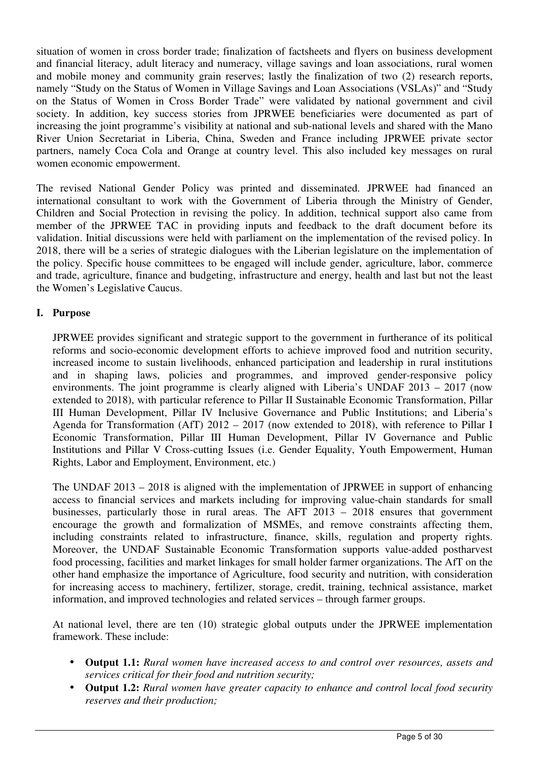situation of women in cross border trade; finalization of factsheets and flyers on business development and financial literacy, adult literacy and numeracy, village savings and loan associations, rural women and mobile money and community grain reserves; lastly the finalization of two (2) research reports, namely "Study on the Status of Women in Village Savings and Loan Associations (VSLAs)" and "Study on the Status of Women in Cross Border Trade" were validated by national government and civil society. In addition, key success stories from JPRWEE beneficiaries were documented as part of increasing the joint programme's visibility at national and sub-national levels and shared with the Mano River Union Secretariat in Liberia, China, Sweden and France including JPRWEE private sector partners, namely Coca Cola and Orange at country level. This also included key messages on rural women economic empowerment.

The revised National Gender Policy was printed and disseminated. JPRWEE had financed an international consultant to work with the Government of Liberia through the Ministry of Gender, Children and Social Protection in revising the policy. In addition, technical support also came from member of the JPRWEE TAC in providing inputs and feedback to the draft document before its validation. Initial discussions were held with parliament on the implementation of the revised policy. In 2018, there will be a series of strategic dialogues with the Liberian legislature on the implementation of the policy. Specific house committees to be engaged will include gender, agriculture, labor, commerce and trade, agriculture, finance and budgeting, infrastructure and energy, health and last but not the least the Women's Legislative Caucus.

## I. Purpose

JPRWEE provides significant and strategic support to the government in furtherance of its political reforms and socio-economic development efforts to achieve improved food and nutrition security, increased income to sustain livelihoods, enhanced participation and leadership in rural institutions and in shaping laws, policies and programmes, and improved gender-responsive policy environments. The joint programme is clearly aligned with Liberia's UNDAF 2013 – 2017 (now extended to 2018), with particular reference to Pillar II Sustainable Economic Transformation, Pillar III Human Development, Pillar IV Inclusive Governance and Public Institutions; and Liberia's Agenda for Transformation (AfT) 2012 – 2017 (now extended to 2018), with reference to Pillar I Economic Transformation, Pillar III Human Development, Pillar IV Governance and Public Institutions and Pillar V Cross-cutting Issues (i.e. Gender Equality, Youth Empowerment, Human Rights, Labor and Employment, Environment, etc.)

The UNDAF 2013 – 2018 is aligned with the implementation of JPRWEE in support of enhancing access to financial services and markets including for improving value-chain standards for small businesses, particularly those in rural areas. The AFT 2013 – 2018 ensures that government encourage the growth and formalization of MSMEs, and remove constraints affecting them, including constraints related to infrastructure, finance, skills, regulation and property rights. Moreover, the UNDAF Sustainable Economic Transformation supports value-added postharvest food processing, facilities and market linkages for small holder farmer organizations. The AfT on the other hand emphasize the importance of Agriculture, food security and nutrition, with consideration for increasing access to machinery, fertilizer, storage, credit, training, technical assistance, market information, and improved technologies and related services – through farmer groups.

At national level, there are ten (10) strategic global outputs under the JPRWEE implementation framework. These include:

- **Output 1.1:** *Rural women have increased access to and control over resources, assets and services critical for their food and nutrition security;*
- **Output 1.2:** *Rural women have greater capacity to enhance and control local food security reserves and their production;*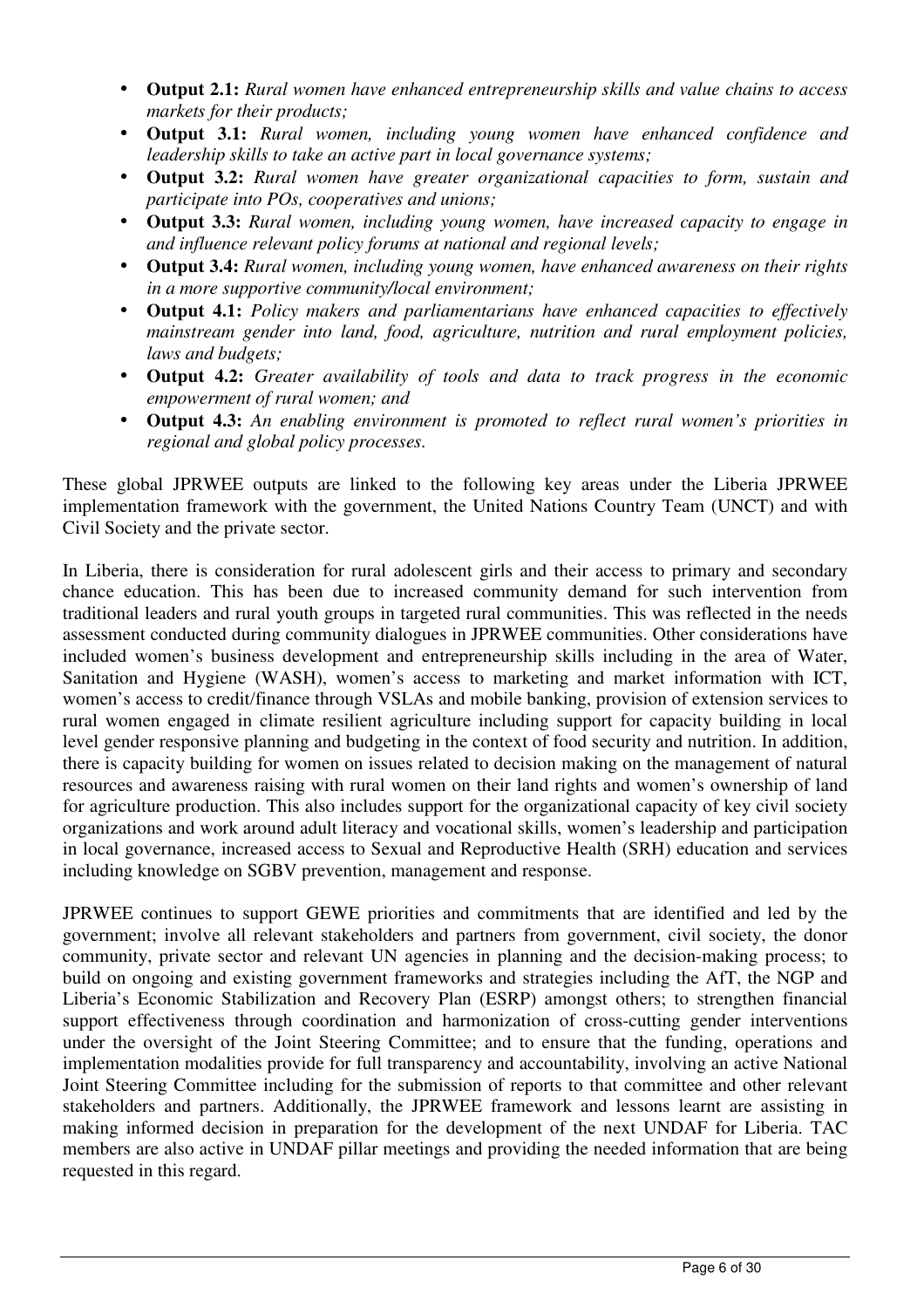- **Output 2.1:** *Rural women have enhanced entrepreneurship skills and value chains to access markets for their products;*
- **Output 3.1:** *Rural women, including young women have enhanced confidence and leadership skills to take an active part in local governance systems;*
- **Output 3.2:** *Rural women have greater organizational capacities to form, sustain and participate into POs, cooperatives and unions;*
- **Output 3.3:** *Rural women, including young women, have increased capacity to engage in and influence relevant policy forums at national and regional levels;*
- **Output 3.4:** *Rural women, including young women, have enhanced awareness on their rights in a more supportive community/local environment;*
- **Output 4.1:** *Policy makers and parliamentarians have enhanced capacities to effectively mainstream gender into land, food, agriculture, nutrition and rural employment policies, laws and budgets;*
- **Output 4.2:** *Greater availability of tools and data to track progress in the economic empowerment of rural women; and*
- **Output 4.3:** *An enabling environment is promoted to reflect rural women's priorities in regional and global policy processes.*

These global JPRWEE outputs are linked to the following key areas under the Liberia JPRWEE implementation framework with the government, the United Nations Country Team (UNCT) and with Civil Society and the private sector.

In Liberia, there is consideration for rural adolescent girls and their access to primary and secondary chance education. This has been due to increased community demand for such intervention from traditional leaders and rural youth groups in targeted rural communities. This was reflected in the needs assessment conducted during community dialogues in JPRWEE communities. Other considerations have included women's business development and entrepreneurship skills including in the area of Water, Sanitation and Hygiene (WASH), women's access to marketing and market information with ICT, women's access to credit/finance through VSLAs and mobile banking, provision of extension services to rural women engaged in climate resilient agriculture including support for capacity building in local level gender responsive planning and budgeting in the context of food security and nutrition. In addition, there is capacity building for women on issues related to decision making on the management of natural resources and awareness raising with rural women on their land rights and women's ownership of land for agriculture production. This also includes support for the organizational capacity of key civil society organizations and work around adult literacy and vocational skills, women's leadership and participation in local governance, increased access to Sexual and Reproductive Health (SRH) education and services including knowledge on SGBV prevention, management and response.

JPRWEE continues to support GEWE priorities and commitments that are identified and led by the government; involve all relevant stakeholders and partners from government, civil society, the donor community, private sector and relevant UN agencies in planning and the decision-making process; to build on ongoing and existing government frameworks and strategies including the AfT, the NGP and Liberia's Economic Stabilization and Recovery Plan (ESRP) amongst others; to strengthen financial support effectiveness through coordination and harmonization of cross-cutting gender interventions under the oversight of the Joint Steering Committee; and to ensure that the funding, operations and implementation modalities provide for full transparency and accountability, involving an active National Joint Steering Committee including for the submission of reports to that committee and other relevant stakeholders and partners. Additionally, the JPRWEE framework and lessons learnt are assisting in making informed decision in preparation for the development of the next UNDAF for Liberia. TAC members are also active in UNDAF pillar meetings and providing the needed information that are being requested in this regard.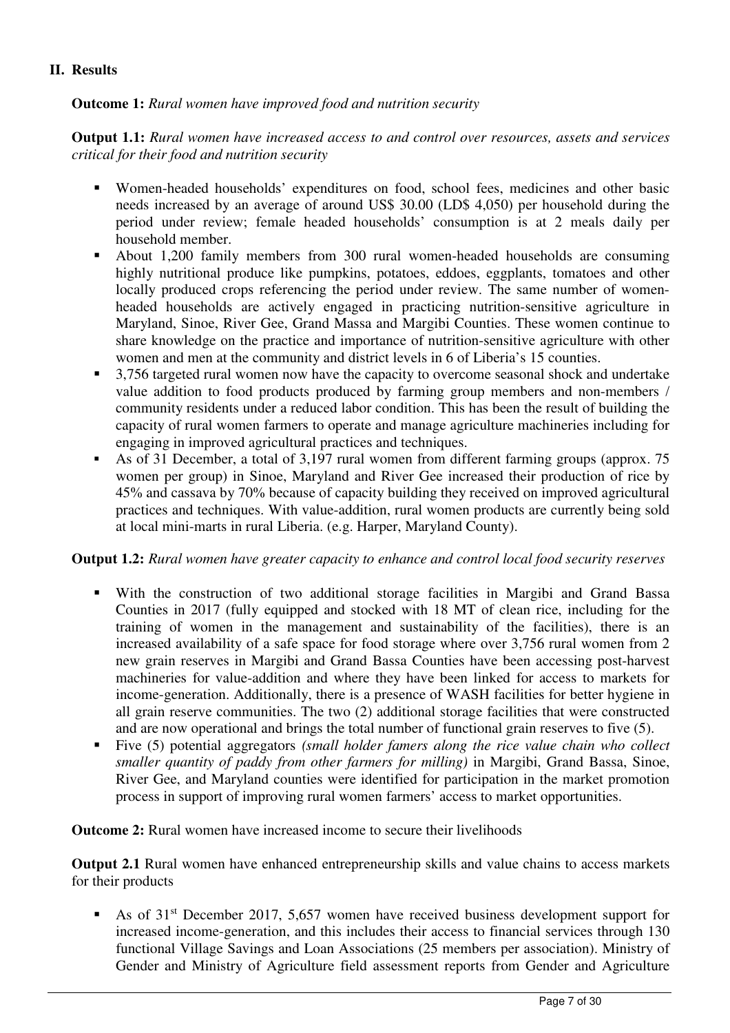## II. Results

**Outcome 1:** *Rural women have improved food and nutrition security*

**Output 1.1:** *Rural women have increased access to and control over resources, assets and services critical for their food and nutrition security*

- Women-headed households' expenditures on food, school fees, medicines and other basic needs increased by an average of around US$ 30.00 (LD$ 4,050) per household during the period under review; female headed households' consumption is at 2 meals daily per household member.
- About 1,200 family members from 300 rural women-headed households are consuming highly nutritional produce like pumpkins, potatoes, eddoes, eggplants, tomatoes and other locally produced crops referencing the period under review. The same number of women-headed households are actively engaged in practicing nutrition-sensitive agriculture in Maryland, Sinoe, River Gee, Grand Massa and Margibi Counties. These women continue to share knowledge on the practice and importance of nutrition-sensitive agriculture with other women and men at the community and district levels in 6 of Liberia's 15 counties.
- 3,756 targeted rural women now have the capacity to overcome seasonal shock and undertake value addition to food products produced by farming group members and non-members / community residents under a reduced labor condition. This has been the result of building the capacity of rural women farmers to operate and manage agriculture machineries including for engaging in improved agricultural practices and techniques.
- As of 31 December, a total of 3,197 rural women from different farming groups (approx. 75 women per group) in Sinoe, Maryland and River Gee increased their production of rice by 45% and cassava by 70% because of capacity building they received on improved agricultural practices and techniques. With value-addition, rural women products are currently being sold at local mini-marts in rural Liberia. (e.g. Harper, Maryland County).

**Output 1.2:** *Rural women have greater capacity to enhance and control local food security reserves*

- With the construction of two additional storage facilities in Margibi and Grand Bassa Counties in 2017 (fully equipped and stocked with 18 MT of clean rice, including for the training of women in the management and sustainability of the facilities), there is an increased availability of a safe space for food storage where over 3,756 rural women from 2 new grain reserves in Margibi and Grand Bassa Counties have been accessing post-harvest machineries for value-addition and where they have been linked for access to markets for income-generation. Additionally, there is a presence of WASH facilities for better hygiene in all grain reserve communities. The two (2) additional storage facilities that were constructed and are now operational and brings the total number of functional grain reserves to five (5).
- Five (5) potential aggregators *(small holder famers along the rice value chain who collect smaller quantity of paddy from other farmers for milling)* in Margibi, Grand Bassa, Sinoe, River Gee, and Maryland counties were identified for participation in the market promotion process in support of improving rural women farmers' access to market opportunities.

**Outcome 2:** Rural women have increased income to secure their livelihoods

**Output 2.1** Rural women have enhanced entrepreneurship skills and value chains to access markets for their products

- As of 31st December 2017, 5,657 women have received business development support for increased income-generation, and this includes their access to financial services through 130 functional Village Savings and Loan Associations (25 members per association). Ministry of Gender and Ministry of Agriculture field assessment reports from Gender and Agriculture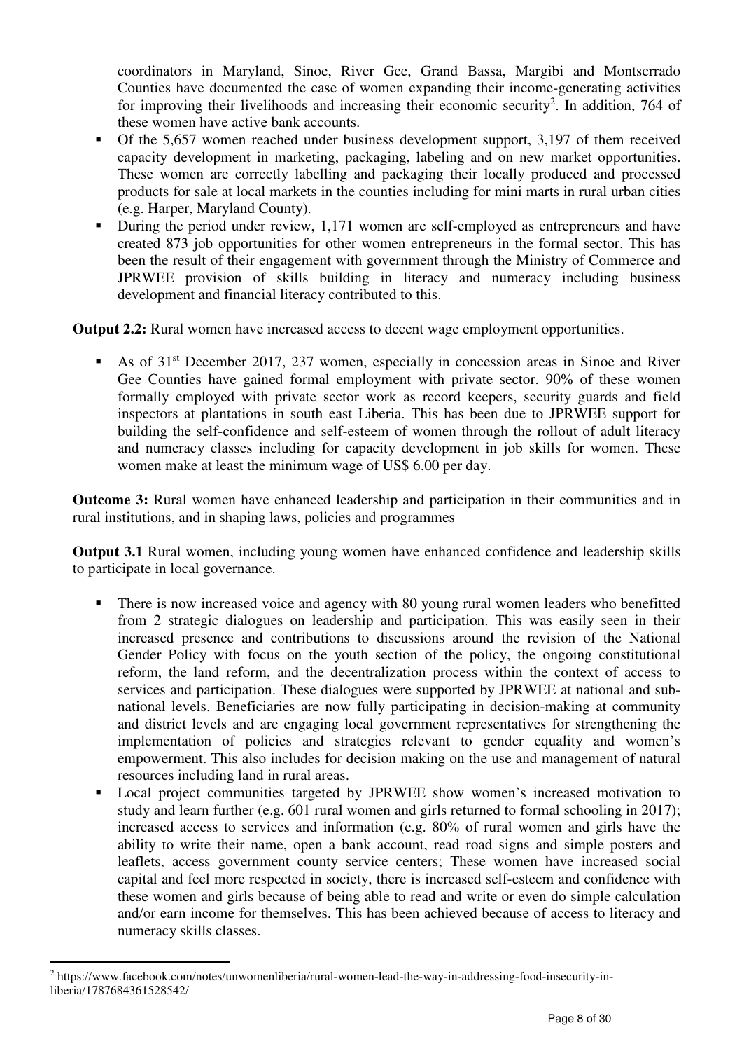coordinators in Maryland, Sinoe, River Gee, Grand Bassa, Margibi and Montserrado Counties have documented the case of women expanding their income-generating activities for improving their livelihoods and increasing their economic security[2]. In addition, 764 of these women have active bank accounts.

- Of the 5,657 women reached under business development support, 3,197 of them received capacity development in marketing, packaging, labeling and on new market opportunities. These women are correctly labelling and packaging their locally produced and processed products for sale at local markets in the counties including for mini marts in rural urban cities (e.g. Harper, Maryland County).
- During the period under review, 1,171 women are self-employed as entrepreneurs and have created 873 job opportunities for other women entrepreneurs in the formal sector. This has been the result of their engagement with government through the Ministry of Commerce and JPRWEE provision of skills building in literacy and numeracy including business development and financial literacy contributed to this.

**Output 2.2:** Rural women have increased access to decent wage employment opportunities.

- As of 31st December 2017, 237 women, especially in concession areas in Sinoe and River Gee Counties have gained formal employment with private sector. 90% of these women formally employed with private sector work as record keepers, security guards and field inspectors at plantations in south east Liberia. This has been due to JPRWEE support for building the self-confidence and self-esteem of women through the rollout of adult literacy and numeracy classes including for capacity development in job skills for women. These women make at least the minimum wage of US$ 6.00 per day.

**Outcome 3:** Rural women have enhanced leadership and participation in their communities and in rural institutions, and in shaping laws, policies and programmes

**Output 3.1** Rural women, including young women have enhanced confidence and leadership skills to participate in local governance.

- There is now increased voice and agency with 80 young rural women leaders who benefitted from 2 strategic dialogues on leadership and participation. This was easily seen in their increased presence and contributions to discussions around the revision of the National Gender Policy with focus on the youth section of the policy, the ongoing constitutional reform, the land reform, and the decentralization process within the context of access to services and participation. These dialogues were supported by JPRWEE at national and sub-national levels. Beneficiaries are now fully participating in decision-making at community and district levels and are engaging local government representatives for strengthening the implementation of policies and strategies relevant to gender equality and women's empowerment. This also includes for decision making on the use and management of natural resources including land in rural areas.
- Local project communities targeted by JPRWEE show women's increased motivation to study and learn further (e.g. 601 rural women and girls returned to formal schooling in 2017); increased access to services and information (e.g. 80% of rural women and girls have the ability to write their name, open a bank account, read road signs and simple posters and leaflets, access government county service centers; These women have increased social capital and feel more respected in society, there is increased self-esteem and confidence with these women and girls because of being able to read and write or even do simple calculation and/or earn income for themselves. This has been achieved because of access to literacy and numeracy skills classes.

[2] https://www.facebook.com/notes/unwomenliberia/rural-women-lead-the-way-in-addressing-food-insecurity-in-liberia/1787684361528542/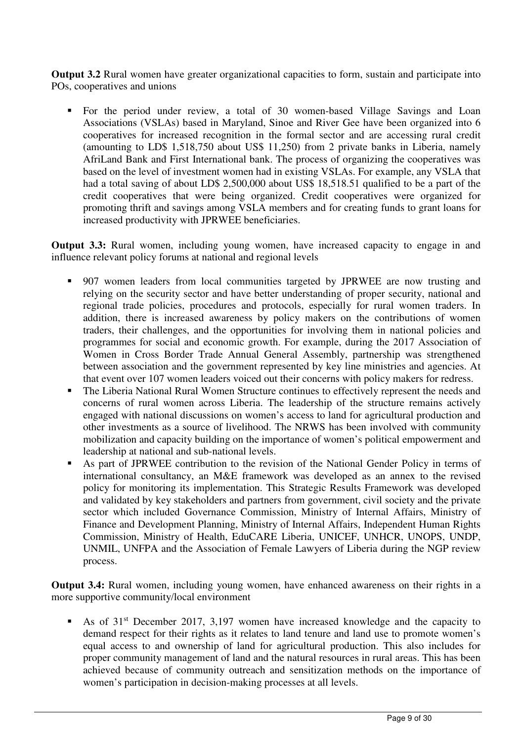**Output 3.2** Rural women have greater organizational capacities to form, sustain and participate into POs, cooperatives and unions

- For the period under review, a total of 30 women-based Village Savings and Loan Associations (VSLAs) based in Maryland, Sinoe and River Gee have been organized into 6 cooperatives for increased recognition in the formal sector and are accessing rural credit (amounting to LD$ 1,518,750 about US$ 11,250) from 2 private banks in Liberia, namely AfriLand Bank and First International bank. The process of organizing the cooperatives was based on the level of investment women had in existing VSLAs. For example, any VSLA that had a total saving of about LD$ 2,500,000 about US$ 18,518.51 qualified to be a part of the credit cooperatives that were being organized. Credit cooperatives were organized for promoting thrift and savings among VSLA members and for creating funds to grant loans for increased productivity with JPRWEE beneficiaries.

**Output 3.3:** Rural women, including young women, have increased capacity to engage in and influence relevant policy forums at national and regional levels

- 907 women leaders from local communities targeted by JPRWEE are now trusting and relying on the security sector and have better understanding of proper security, national and regional trade policies, procedures and protocols, especially for rural women traders. In addition, there is increased awareness by policy makers on the contributions of women traders, their challenges, and the opportunities for involving them in national policies and programmes for social and economic growth. For example, during the 2017 Association of Women in Cross Border Trade Annual General Assembly, partnership was strengthened between association and the government represented by key line ministries and agencies. At that event over 107 women leaders voiced out their concerns with policy makers for redress.
- The Liberia National Rural Women Structure continues to effectively represent the needs and concerns of rural women across Liberia. The leadership of the structure remains actively engaged with national discussions on women's access to land for agricultural production and other investments as a source of livelihood. The NRWS has been involved with community mobilization and capacity building on the importance of women's political empowerment and leadership at national and sub-national levels.
- As part of JPRWEE contribution to the revision of the National Gender Policy in terms of international consultancy, an M&E framework was developed as an annex to the revised policy for monitoring its implementation. This Strategic Results Framework was developed and validated by key stakeholders and partners from government, civil society and the private sector which included Governance Commission, Ministry of Internal Affairs, Ministry of Finance and Development Planning, Ministry of Internal Affairs, Independent Human Rights Commission, Ministry of Health, EduCARE Liberia, UNICEF, UNHCR, UNOPS, UNDP, UNMIL, UNFPA and the Association of Female Lawyers of Liberia during the NGP review process.

**Output 3.4:** Rural women, including young women, have enhanced awareness on their rights in a more supportive community/local environment

- As of 31st December 2017, 3,197 women have increased knowledge and the capacity to demand respect for their rights as it relates to land tenure and land use to promote women's equal access to and ownership of land for agricultural production. This also includes for proper community management of land and the natural resources in rural areas. This has been achieved because of community outreach and sensitization methods on the importance of women's participation in decision-making processes at all levels.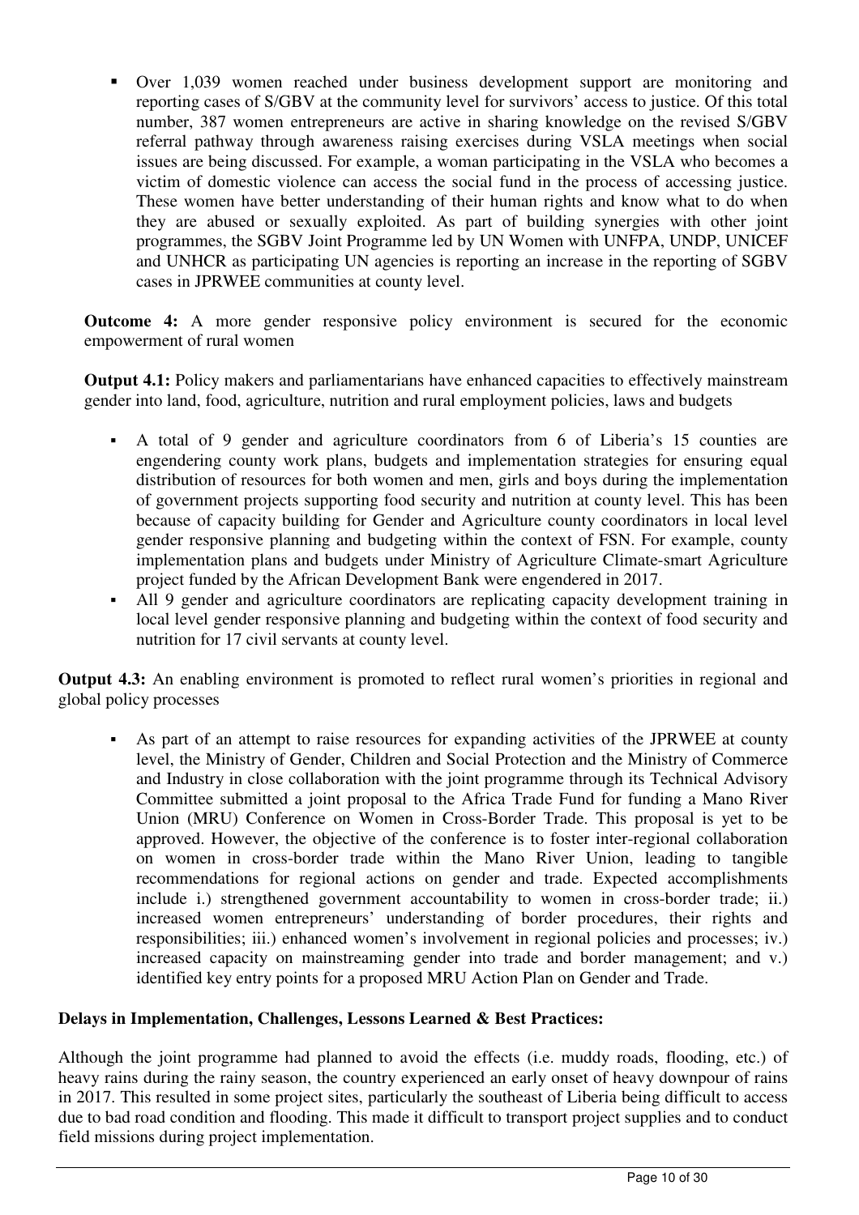- Over 1,039 women reached under business development support are monitoring and reporting cases of S/GBV at the community level for survivors' access to justice. Of this total number, 387 women entrepreneurs are active in sharing knowledge on the revised S/GBV referral pathway through awareness raising exercises during VSLA meetings when social issues are being discussed. For example, a woman participating in the VSLA who becomes a victim of domestic violence can access the social fund in the process of accessing justice. These women have better understanding of their human rights and know what to do when they are abused or sexually exploited. As part of building synergies with other joint programmes, the SGBV Joint Programme led by UN Women with UNFPA, UNDP, UNICEF and UNHCR as participating UN agencies is reporting an increase in the reporting of SGBV cases in JPRWEE communities at county level.

**Outcome 4:** A more gender responsive policy environment is secured for the economic empowerment of rural women

**Output 4.1:** Policy makers and parliamentarians have enhanced capacities to effectively mainstream gender into land, food, agriculture, nutrition and rural employment policies, laws and budgets

- A total of 9 gender and agriculture coordinators from 6 of Liberia's 15 counties are engendering county work plans, budgets and implementation strategies for ensuring equal distribution of resources for both women and men, girls and boys during the implementation of government projects supporting food security and nutrition at county level. This has been because of capacity building for Gender and Agriculture county coordinators in local level gender responsive planning and budgeting within the context of FSN. For example, county implementation plans and budgets under Ministry of Agriculture Climate-smart Agriculture project funded by the African Development Bank were engendered in 2017.
- All 9 gender and agriculture coordinators are replicating capacity development training in local level gender responsive planning and budgeting within the context of food security and nutrition for 17 civil servants at county level.

**Output 4.3:** An enabling environment is promoted to reflect rural women's priorities in regional and global policy processes

- As part of an attempt to raise resources for expanding activities of the JPRWEE at county level, the Ministry of Gender, Children and Social Protection and the Ministry of Commerce and Industry in close collaboration with the joint programme through its Technical Advisory Committee submitted a joint proposal to the Africa Trade Fund for funding a Mano River Union (MRU) Conference on Women in Cross-Border Trade. This proposal is yet to be approved. However, the objective of the conference is to foster inter-regional collaboration on women in cross-border trade within the Mano River Union, leading to tangible recommendations for regional actions on gender and trade. Expected accomplishments include i.) strengthened government accountability to women in cross-border trade; ii.) increased women entrepreneurs' understanding of border procedures, their rights and responsibilities; iii.) enhanced women's involvement in regional policies and processes; iv.) increased capacity on mainstreaming gender into trade and border management; and v.) identified key entry points for a proposed MRU Action Plan on Gender and Trade.

**Delays in Implementation, Challenges, Lessons Learned & Best Practices:**

Although the joint programme had planned to avoid the effects (i.e. muddy roads, flooding, etc.) of heavy rains during the rainy season, the country experienced an early onset of heavy downpour of rains in 2017. This resulted in some project sites, particularly the southeast of Liberia being difficult to access due to bad road condition and flooding. This made it difficult to transport project supplies and to conduct field missions during project implementation.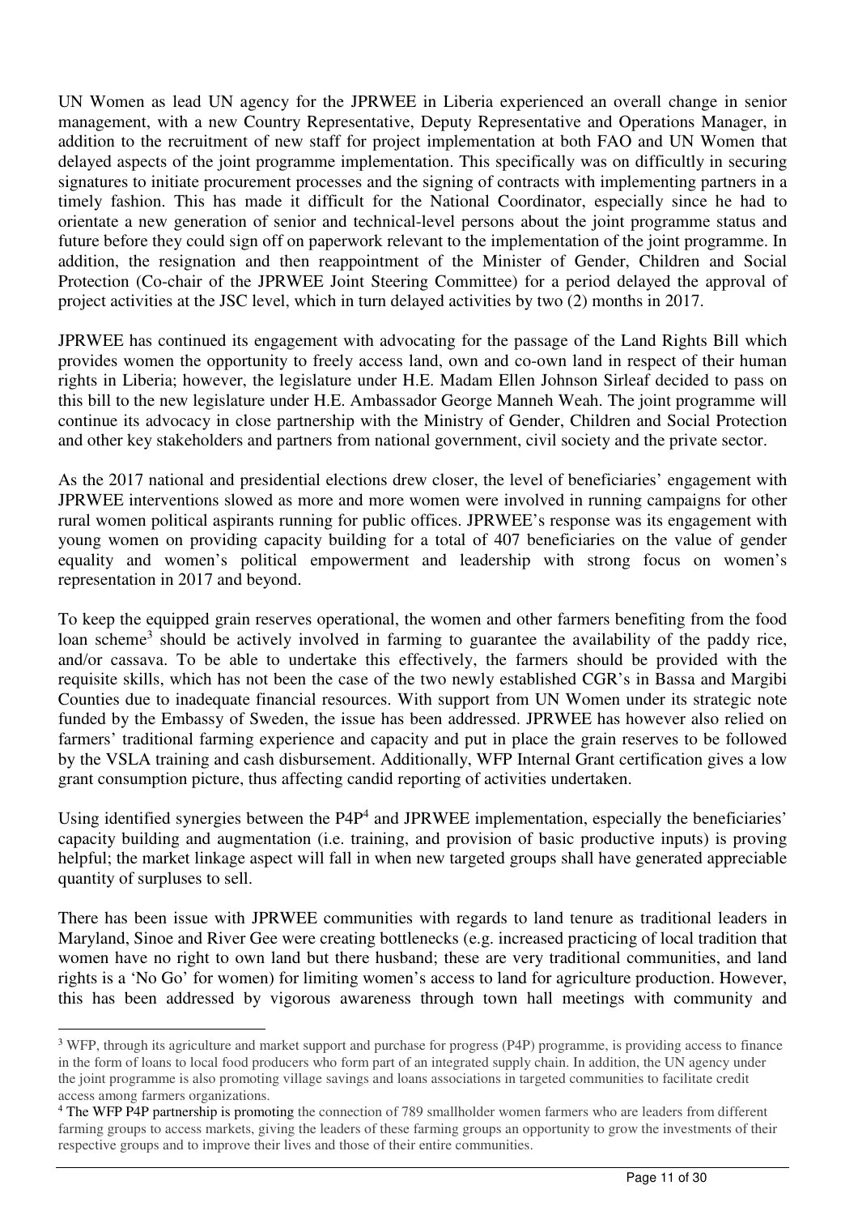UN Women as lead UN agency for the JPRWEE in Liberia experienced an overall change in senior management, with a new Country Representative, Deputy Representative and Operations Manager, in addition to the recruitment of new staff for project implementation at both FAO and UN Women that delayed aspects of the joint programme implementation. This specifically was on difficultly in securing signatures to initiate procurement processes and the signing of contracts with implementing partners in a timely fashion. This has made it difficult for the National Coordinator, especially since he had to orientate a new generation of senior and technical-level persons about the joint programme status and future before they could sign off on paperwork relevant to the implementation of the joint programme. In addition, the resignation and then reappointment of the Minister of Gender, Children and Social Protection (Co-chair of the JPRWEE Joint Steering Committee) for a period delayed the approval of project activities at the JSC level, which in turn delayed activities by two (2) months in 2017.

JPRWEE has continued its engagement with advocating for the passage of the Land Rights Bill which provides women the opportunity to freely access land, own and co-own land in respect of their human rights in Liberia; however, the legislature under H.E. Madam Ellen Johnson Sirleaf decided to pass on this bill to the new legislature under H.E. Ambassador George Manneh Weah. The joint programme will continue its advocacy in close partnership with the Ministry of Gender, Children and Social Protection and other key stakeholders and partners from national government, civil society and the private sector.

As the 2017 national and presidential elections drew closer, the level of beneficiaries' engagement with JPRWEE interventions slowed as more and more women were involved in running campaigns for other rural women political aspirants running for public offices. JPRWEE's response was its engagement with young women on providing capacity building for a total of 407 beneficiaries on the value of gender equality and women's political empowerment and leadership with strong focus on women's representation in 2017 and beyond.

To keep the equipped grain reserves operational, the women and other farmers benefiting from the food loan scheme[3] should be actively involved in farming to guarantee the availability of the paddy rice, and/or cassava. To be able to undertake this effectively, the farmers should be provided with the requisite skills, which has not been the case of the two newly established CGR's in Bassa and Margibi Counties due to inadequate financial resources. With support from UN Women under its strategic note funded by the Embassy of Sweden, the issue has been addressed. JPRWEE has however also relied on farmers' traditional farming experience and capacity and put in place the grain reserves to be followed by the VSLA training and cash disbursement. Additionally, WFP Internal Grant certification gives a low grant consumption picture, thus affecting candid reporting of activities undertaken.

Using identified synergies between the P4P[4] and JPRWEE implementation, especially the beneficiaries' capacity building and augmentation (i.e. training, and provision of basic productive inputs) is proving helpful; the market linkage aspect will fall in when new targeted groups shall have generated appreciable quantity of surpluses to sell.

There has been issue with JPRWEE communities with regards to land tenure as traditional leaders in Maryland, Sinoe and River Gee were creating bottlenecks (e.g. increased practicing of local tradition that women have no right to own land but there husband; these are very traditional communities, and land rights is a 'No Go' for women) for limiting women's access to land for agriculture production. However, this has been addressed by vigorous awareness through town hall meetings with community and

---

[3] WFP, through its agriculture and market support and purchase for progress (P4P) programme, is providing access to finance in the form of loans to local food producers who form part of an integrated supply chain. In addition, the UN agency under the joint programme is also promoting village savings and loans associations in targeted communities to facilitate credit access among farmers organizations.

[4] The WFP P4P partnership is promoting the connection of 789 smallholder women farmers who are leaders from different farming groups to access markets, giving the leaders of these farming groups an opportunity to grow the investments of their respective groups and to improve their lives and those of their entire communities.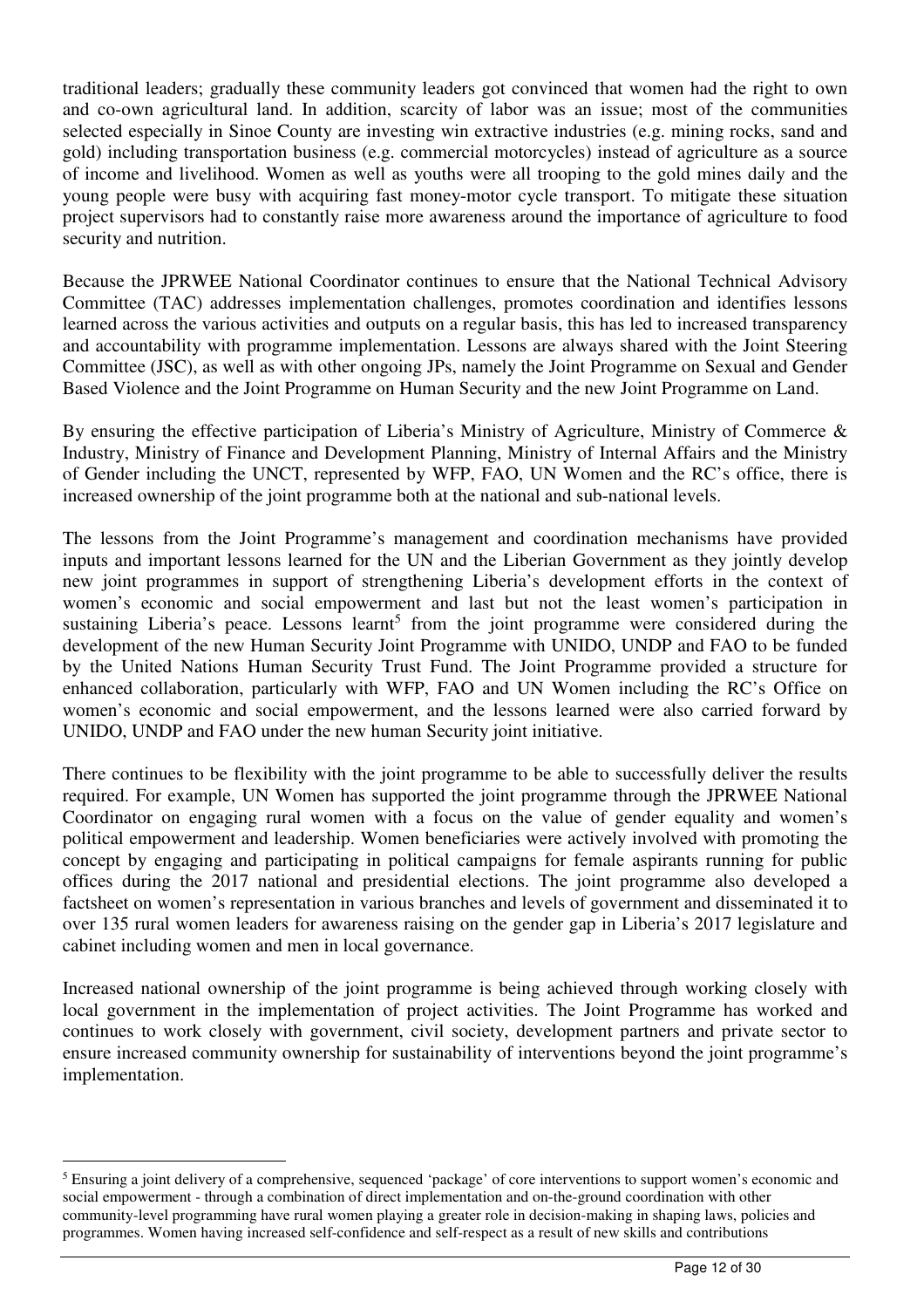traditional leaders; gradually these community leaders got convinced that women had the right to own and co-own agricultural land. In addition, scarcity of labor was an issue; most of the communities selected especially in Sinoe County are investing win extractive industries (e.g. mining rocks, sand and gold) including transportation business (e.g. commercial motorcycles) instead of agriculture as a source of income and livelihood. Women as well as youths were all trooping to the gold mines daily and the young people were busy with acquiring fast money-motor cycle transport. To mitigate these situation project supervisors had to constantly raise more awareness around the importance of agriculture to food security and nutrition.

Because the JPRWEE National Coordinator continues to ensure that the National Technical Advisory Committee (TAC) addresses implementation challenges, promotes coordination and identifies lessons learned across the various activities and outputs on a regular basis, this has led to increased transparency and accountability with programme implementation. Lessons are always shared with the Joint Steering Committee (JSC), as well as with other ongoing JPs, namely the Joint Programme on Sexual and Gender Based Violence and the Joint Programme on Human Security and the new Joint Programme on Land.

By ensuring the effective participation of Liberia's Ministry of Agriculture, Ministry of Commerce & Industry, Ministry of Finance and Development Planning, Ministry of Internal Affairs and the Ministry of Gender including the UNCT, represented by WFP, FAO, UN Women and the RC's office, there is increased ownership of the joint programme both at the national and sub-national levels.

The lessons from the Joint Programme's management and coordination mechanisms have provided inputs and important lessons learned for the UN and the Liberian Government as they jointly develop new joint programmes in support of strengthening Liberia's development efforts in the context of women's economic and social empowerment and last but not the least women's participation in sustaining Liberia's peace. Lessons learnt[5] from the joint programme were considered during the development of the new Human Security Joint Programme with UNIDO, UNDP and FAO to be funded by the United Nations Human Security Trust Fund. The Joint Programme provided a structure for enhanced collaboration, particularly with WFP, FAO and UN Women including the RC's Office on women's economic and social empowerment, and the lessons learned were also carried forward by UNIDO, UNDP and FAO under the new human Security joint initiative.

There continues to be flexibility with the joint programme to be able to successfully deliver the results required. For example, UN Women has supported the joint programme through the JPRWEE National Coordinator on engaging rural women with a focus on the value of gender equality and women's political empowerment and leadership. Women beneficiaries were actively involved with promoting the concept by engaging and participating in political campaigns for female aspirants running for public offices during the 2017 national and presidential elections. The joint programme also developed a factsheet on women's representation in various branches and levels of government and disseminated it to over 135 rural women leaders for awareness raising on the gender gap in Liberia's 2017 legislature and cabinet including women and men in local governance.

Increased national ownership of the joint programme is being achieved through working closely with local government in the implementation of project activities. The Joint Programme has worked and continues to work closely with government, civil society, development partners and private sector to ensure increased community ownership for sustainability of interventions beyond the joint programme's implementation.

---

[5] Ensuring a joint delivery of a comprehensive, sequenced 'package' of core interventions to support women's economic and social empowerment - through a combination of direct implementation and on-the-ground coordination with other community-level programming have rural women playing a greater role in decision-making in shaping laws, policies and programmes. Women having increased self-confidence and self-respect as a result of new skills and contributions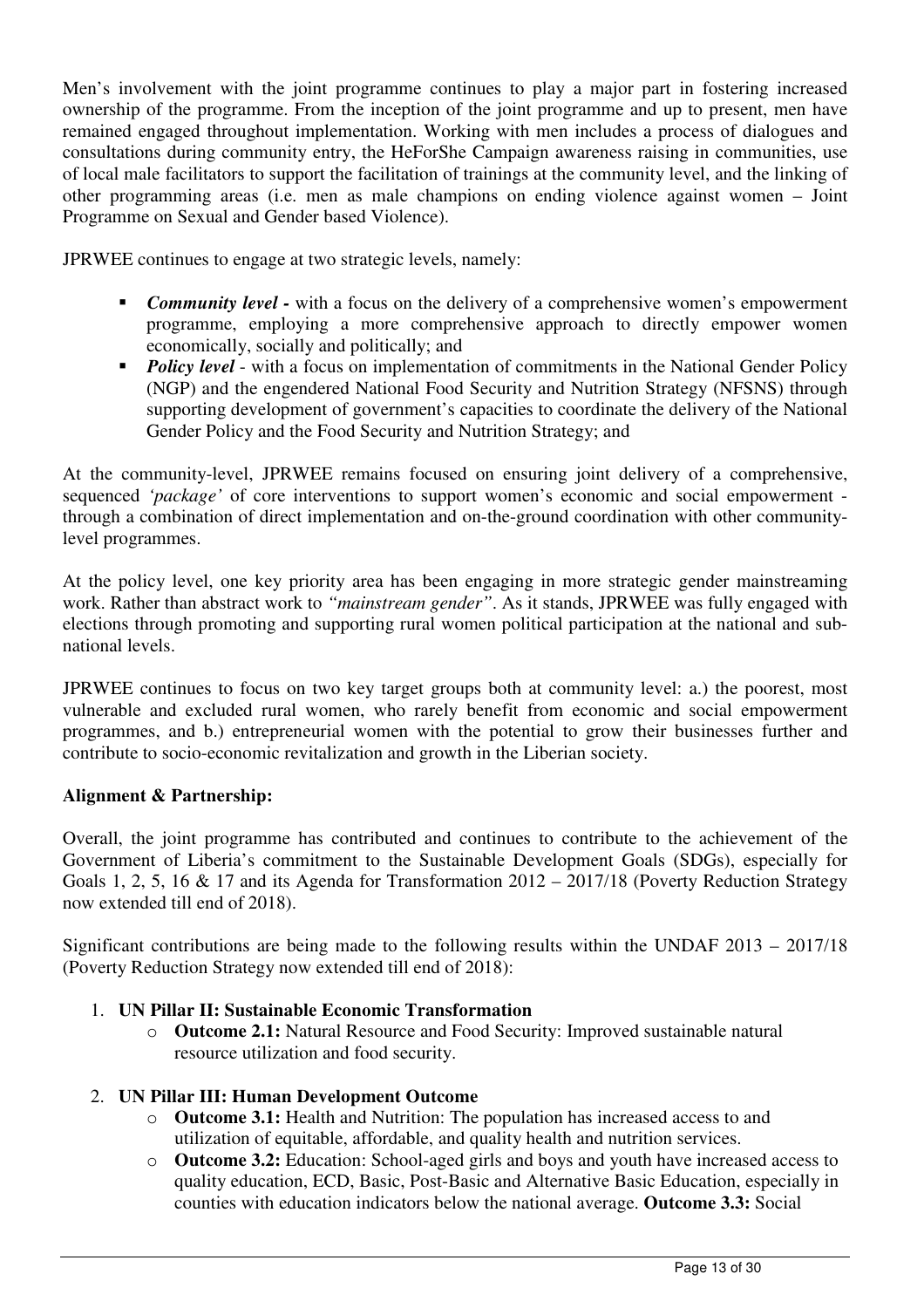Men's involvement with the joint programme continues to play a major part in fostering increased ownership of the programme. From the inception of the joint programme and up to present, men have remained engaged throughout implementation. Working with men includes a process of dialogues and consultations during community entry, the HeForShe Campaign awareness raising in communities, use of local male facilitators to support the facilitation of trainings at the community level, and the linking of other programming areas (i.e. men as male champions on ending violence against women – Joint Programme on Sexual and Gender based Violence).

JPRWEE continues to engage at two strategic levels, namely:

- ***Community level -*** with a focus on the delivery of a comprehensive women's empowerment programme, employing a more comprehensive approach to directly empower women economically, socially and politically; and
- ***Policy level*** - with a focus on implementation of commitments in the National Gender Policy (NGP) and the engendered National Food Security and Nutrition Strategy (NFSNS) through supporting development of government's capacities to coordinate the delivery of the National Gender Policy and the Food Security and Nutrition Strategy; and

At the community-level, JPRWEE remains focused on ensuring joint delivery of a comprehensive, sequenced *'package'* of core interventions to support women's economic and social empowerment - through a combination of direct implementation and on-the-ground coordination with other community-level programmes.

At the policy level, one key priority area has been engaging in more strategic gender mainstreaming work. Rather than abstract work to *"mainstream gender"*. As it stands, JPRWEE was fully engaged with elections through promoting and supporting rural women political participation at the national and sub-national levels.

JPRWEE continues to focus on two key target groups both at community level: a.) the poorest, most vulnerable and excluded rural women, who rarely benefit from economic and social empowerment programmes, and b.) entrepreneurial women with the potential to grow their businesses further and contribute to socio-economic revitalization and growth in the Liberian society.

**Alignment & Partnership:**

Overall, the joint programme has contributed and continues to contribute to the achievement of the Government of Liberia's commitment to the Sustainable Development Goals (SDGs), especially for Goals 1, 2, 5, 16 & 17 and its Agenda for Transformation 2012 – 2017/18 (Poverty Reduction Strategy now extended till end of 2018).

Significant contributions are being made to the following results within the UNDAF 2013 – 2017/18 (Poverty Reduction Strategy now extended till end of 2018):

1. **UN Pillar II: Sustainable Economic Transformation**
   - **Outcome 2.1:** Natural Resource and Food Security: Improved sustainable natural resource utilization and food security.

2. **UN Pillar III: Human Development Outcome**
   - **Outcome 3.1:** Health and Nutrition: The population has increased access to and utilization of equitable, affordable, and quality health and nutrition services.
   - **Outcome 3.2:** Education: School-aged girls and boys and youth have increased access to quality education, ECD, Basic, Post-Basic and Alternative Basic Education, especially in counties with education indicators below the national average. **Outcome 3.3:** Social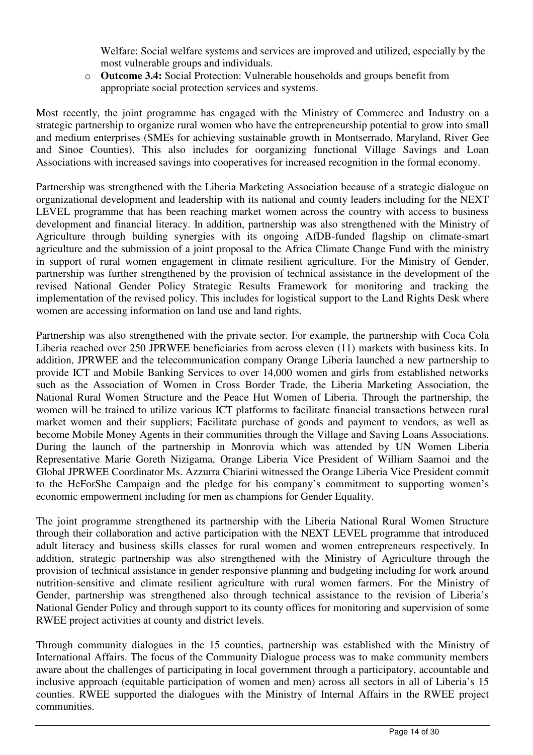Welfare: Social welfare systems and services are improved and utilized, especially by the most vulnerable groups and individuals.

- **Outcome 3.4:** Social Protection: Vulnerable households and groups benefit from appropriate social protection services and systems.

Most recently, the joint programme has engaged with the Ministry of Commerce and Industry on a strategic partnership to organize rural women who have the entrepreneurship potential to grow into small and medium enterprises (SMEs for achieving sustainable growth in Montserrado, Maryland, River Gee and Sinoe Counties). This also includes for oorganizing functional Village Savings and Loan Associations with increased savings into cooperatives for increased recognition in the formal economy.

Partnership was strengthened with the Liberia Marketing Association because of a strategic dialogue on organizational development and leadership with its national and county leaders including for the NEXT LEVEL programme that has been reaching market women across the country with access to business development and financial literacy. In addition, partnership was also strengthened with the Ministry of Agriculture through building synergies with its ongoing AfDB-funded flagship on climate-smart agriculture and the submission of a joint proposal to the Africa Climate Change Fund with the ministry in support of rural women engagement in climate resilient agriculture. For the Ministry of Gender, partnership was further strengthened by the provision of technical assistance in the development of the revised National Gender Policy Strategic Results Framework for monitoring and tracking the implementation of the revised policy. This includes for logistical support to the Land Rights Desk where women are accessing information on land use and land rights.

Partnership was also strengthened with the private sector. For example, the partnership with Coca Cola Liberia reached over 250 JPRWEE beneficiaries from across eleven (11) markets with business kits. In addition, JPRWEE and the telecommunication company Orange Liberia launched a new partnership to provide ICT and Mobile Banking Services to over 14,000 women and girls from established networks such as the Association of Women in Cross Border Trade, the Liberia Marketing Association, the National Rural Women Structure and the Peace Hut Women of Liberia. Through the partnership, the women will be trained to utilize various ICT platforms to facilitate financial transactions between rural market women and their suppliers; Facilitate purchase of goods and payment to vendors, as well as become Mobile Money Agents in their communities through the Village and Saving Loans Associations. During the launch of the partnership in Monrovia which was attended by UN Women Liberia Representative Marie Goreth Nizigama, Orange Liberia Vice President of William Saamoi and the Global JPRWEE Coordinator Ms. Azzurra Chiarini witnessed the Orange Liberia Vice President commit to the HeForShe Campaign and the pledge for his company's commitment to supporting women's economic empowerment including for men as champions for Gender Equality.

The joint programme strengthened its partnership with the Liberia National Rural Women Structure through their collaboration and active participation with the NEXT LEVEL programme that introduced adult literacy and business skills classes for rural women and women entrepreneurs respectively. In addition, strategic partnership was also strengthened with the Ministry of Agriculture through the provision of technical assistance in gender responsive planning and budgeting including for work around nutrition-sensitive and climate resilient agriculture with rural women farmers. For the Ministry of Gender, partnership was strengthened also through technical assistance to the revision of Liberia's National Gender Policy and through support to its county offices for monitoring and supervision of some RWEE project activities at county and district levels.

Through community dialogues in the 15 counties, partnership was established with the Ministry of International Affairs. The focus of the Community Dialogue process was to make community members aware about the challenges of participating in local government through a participatory, accountable and inclusive approach (equitable participation of women and men) across all sectors in all of Liberia's 15 counties. RWEE supported the dialogues with the Ministry of Internal Affairs in the RWEE project communities.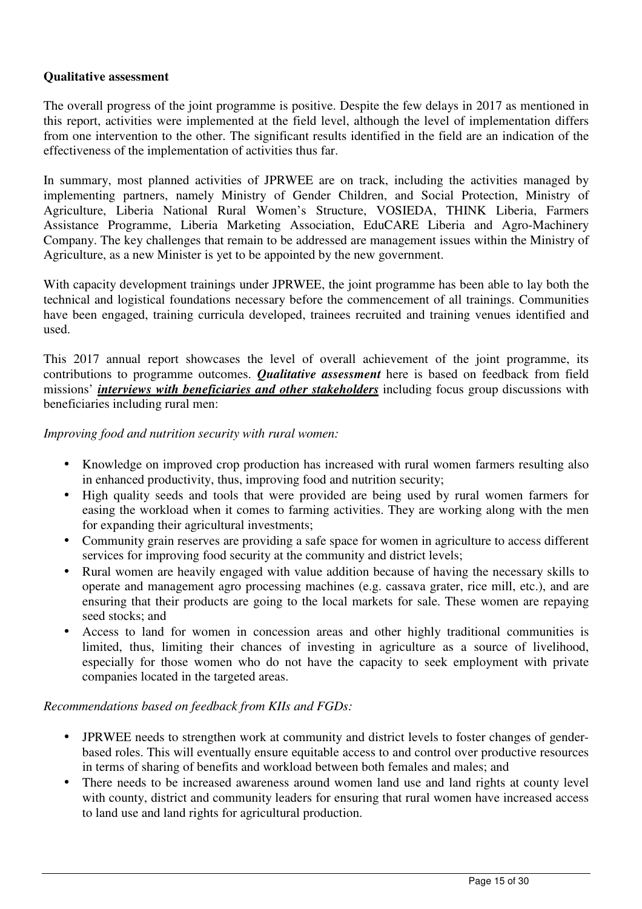**Qualitative assessment**

The overall progress of the joint programme is positive. Despite the few delays in 2017 as mentioned in this report, activities were implemented at the field level, although the level of implementation differs from one intervention to the other. The significant results identified in the field are an indication of the effectiveness of the implementation of activities thus far.

In summary, most planned activities of JPRWEE are on track, including the activities managed by implementing partners, namely Ministry of Gender Children, and Social Protection, Ministry of Agriculture, Liberia National Rural Women's Structure, VOSIEDA, THINK Liberia, Farmers Assistance Programme, Liberia Marketing Association, EduCARE Liberia and Agro-Machinery Company. The key challenges that remain to be addressed are management issues within the Ministry of Agriculture, as a new Minister is yet to be appointed by the new government.

With capacity development trainings under JPRWEE, the joint programme has been able to lay both the technical and logistical foundations necessary before the commencement of all trainings. Communities have been engaged, training curricula developed, trainees recruited and training venues identified and used.

This 2017 annual report showcases the level of overall achievement of the joint programme, its contributions to programme outcomes. ***Qualitative assessment*** here is based on feedback from field missions' ***<u>interviews with beneficiaries and other stakeholders</u>*** including focus group discussions with beneficiaries including rural men:

*Improving food and nutrition security with rural women:*

- Knowledge on improved crop production has increased with rural women farmers resulting also in enhanced productivity, thus, improving food and nutrition security;
- High quality seeds and tools that were provided are being used by rural women farmers for easing the workload when it comes to farming activities. They are working along with the men for expanding their agricultural investments;
- Community grain reserves are providing a safe space for women in agriculture to access different services for improving food security at the community and district levels;
- Rural women are heavily engaged with value addition because of having the necessary skills to operate and management agro processing machines (e.g. cassava grater, rice mill, etc.), and are ensuring that their products are going to the local markets for sale. These women are repaying seed stocks; and
- Access to land for women in concession areas and other highly traditional communities is limited, thus, limiting their chances of investing in agriculture as a source of livelihood, especially for those women who do not have the capacity to seek employment with private companies located in the targeted areas.

*Recommendations based on feedback from KIIs and FGDs:*

- JPRWEE needs to strengthen work at community and district levels to foster changes of gender-based roles. This will eventually ensure equitable access to and control over productive resources in terms of sharing of benefits and workload between both females and males; and
- There needs to be increased awareness around women land use and land rights at county level with county, district and community leaders for ensuring that rural women have increased access to land use and land rights for agricultural production.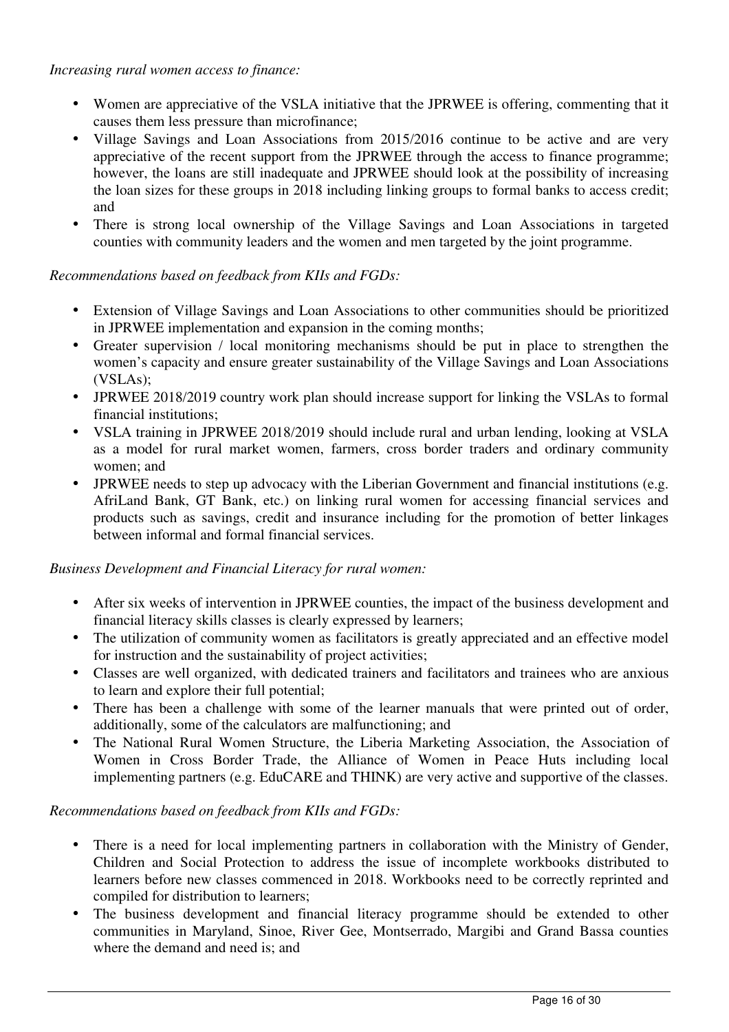*Increasing rural women access to finance:*

- Women are appreciative of the VSLA initiative that the JPRWEE is offering, commenting that it causes them less pressure than microfinance;
- Village Savings and Loan Associations from 2015/2016 continue to be active and are very appreciative of the recent support from the JPRWEE through the access to finance programme; however, the loans are still inadequate and JPRWEE should look at the possibility of increasing the loan sizes for these groups in 2018 including linking groups to formal banks to access credit; and
- There is strong local ownership of the Village Savings and Loan Associations in targeted counties with community leaders and the women and men targeted by the joint programme.

*Recommendations based on feedback from KIIs and FGDs:*

- Extension of Village Savings and Loan Associations to other communities should be prioritized in JPRWEE implementation and expansion in the coming months;
- Greater supervision / local monitoring mechanisms should be put in place to strengthen the women's capacity and ensure greater sustainability of the Village Savings and Loan Associations (VSLAs);
- JPRWEE 2018/2019 country work plan should increase support for linking the VSLAs to formal financial institutions;
- VSLA training in JPRWEE 2018/2019 should include rural and urban lending, looking at VSLA as a model for rural market women, farmers, cross border traders and ordinary community women; and
- JPRWEE needs to step up advocacy with the Liberian Government and financial institutions (e.g. AfriLand Bank, GT Bank, etc.) on linking rural women for accessing financial services and products such as savings, credit and insurance including for the promotion of better linkages between informal and formal financial services.

*Business Development and Financial Literacy for rural women:*

- After six weeks of intervention in JPRWEE counties, the impact of the business development and financial literacy skills classes is clearly expressed by learners;
- The utilization of community women as facilitators is greatly appreciated and an effective model for instruction and the sustainability of project activities;
- Classes are well organized, with dedicated trainers and facilitators and trainees who are anxious to learn and explore their full potential;
- There has been a challenge with some of the learner manuals that were printed out of order, additionally, some of the calculators are malfunctioning; and
- The National Rural Women Structure, the Liberia Marketing Association, the Association of Women in Cross Border Trade, the Alliance of Women in Peace Huts including local implementing partners (e.g. EduCARE and THINK) are very active and supportive of the classes.

*Recommendations based on feedback from KIIs and FGDs:*

- There is a need for local implementing partners in collaboration with the Ministry of Gender, Children and Social Protection to address the issue of incomplete workbooks distributed to learners before new classes commenced in 2018. Workbooks need to be correctly reprinted and compiled for distribution to learners;
- The business development and financial literacy programme should be extended to other communities in Maryland, Sinoe, River Gee, Montserrado, Margibi and Grand Bassa counties where the demand and need is; and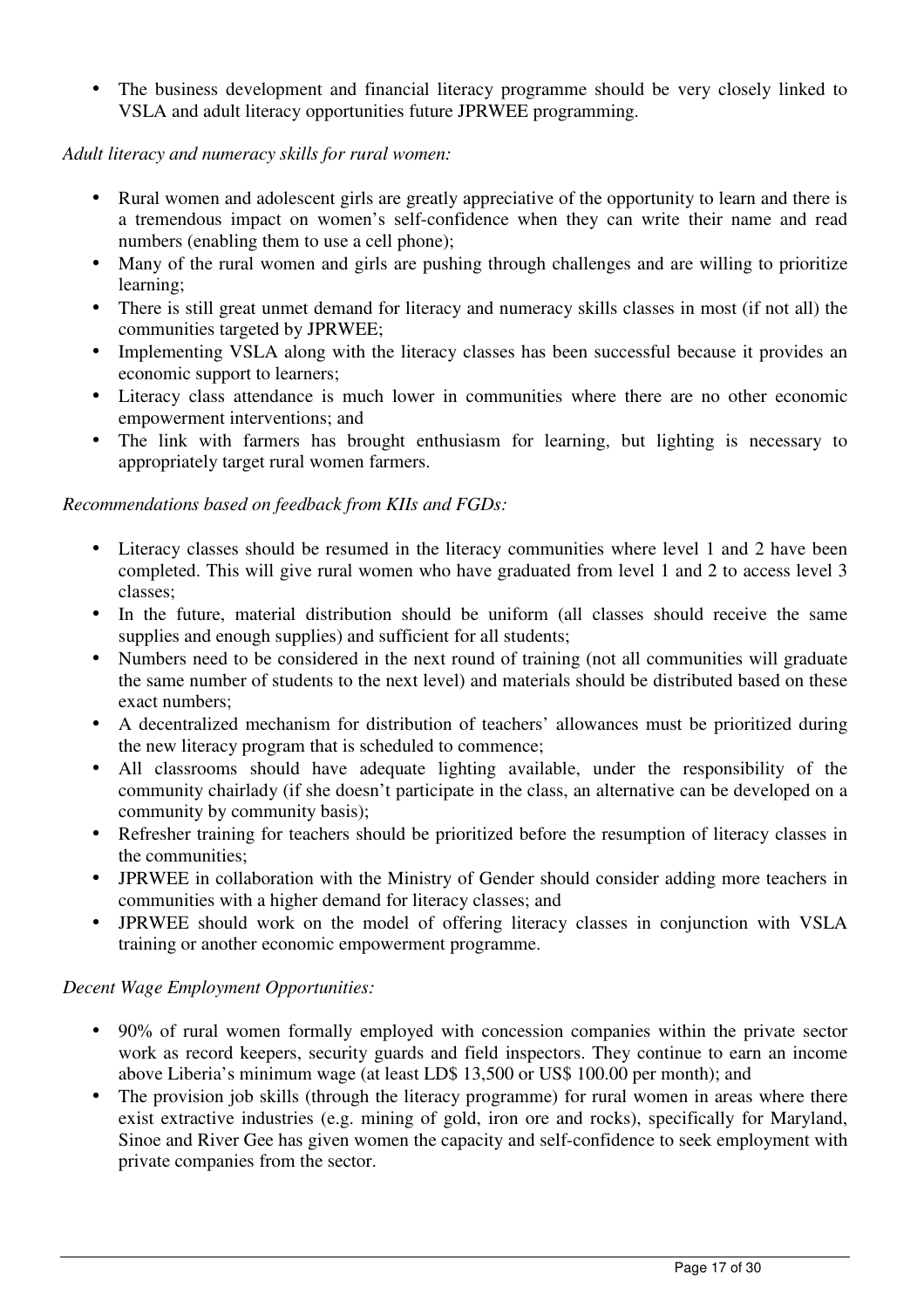- The business development and financial literacy programme should be very closely linked to VSLA and adult literacy opportunities future JPRWEE programming.

*Adult literacy and numeracy skills for rural women:*

- Rural women and adolescent girls are greatly appreciative of the opportunity to learn and there is a tremendous impact on women's self-confidence when they can write their name and read numbers (enabling them to use a cell phone);
- Many of the rural women and girls are pushing through challenges and are willing to prioritize learning;
- There is still great unmet demand for literacy and numeracy skills classes in most (if not all) the communities targeted by JPRWEE;
- Implementing VSLA along with the literacy classes has been successful because it provides an economic support to learners;
- Literacy class attendance is much lower in communities where there are no other economic empowerment interventions; and
- The link with farmers has brought enthusiasm for learning, but lighting is necessary to appropriately target rural women farmers.

*Recommendations based on feedback from KIIs and FGDs:*

- Literacy classes should be resumed in the literacy communities where level 1 and 2 have been completed. This will give rural women who have graduated from level 1 and 2 to access level 3 classes;
- In the future, material distribution should be uniform (all classes should receive the same supplies and enough supplies) and sufficient for all students;
- Numbers need to be considered in the next round of training (not all communities will graduate the same number of students to the next level) and materials should be distributed based on these exact numbers;
- A decentralized mechanism for distribution of teachers' allowances must be prioritized during the new literacy program that is scheduled to commence;
- All classrooms should have adequate lighting available, under the responsibility of the community chairlady (if she doesn't participate in the class, an alternative can be developed on a community by community basis);
- Refresher training for teachers should be prioritized before the resumption of literacy classes in the communities;
- JPRWEE in collaboration with the Ministry of Gender should consider adding more teachers in communities with a higher demand for literacy classes; and
- JPRWEE should work on the model of offering literacy classes in conjunction with VSLA training or another economic empowerment programme.

*Decent Wage Employment Opportunities:*

- 90% of rural women formally employed with concession companies within the private sector work as record keepers, security guards and field inspectors. They continue to earn an income above Liberia's minimum wage (at least LD$ 13,500 or US$ 100.00 per month); and
- The provision job skills (through the literacy programme) for rural women in areas where there exist extractive industries (e.g. mining of gold, iron ore and rocks), specifically for Maryland, Sinoe and River Gee has given women the capacity and self-confidence to seek employment with private companies from the sector.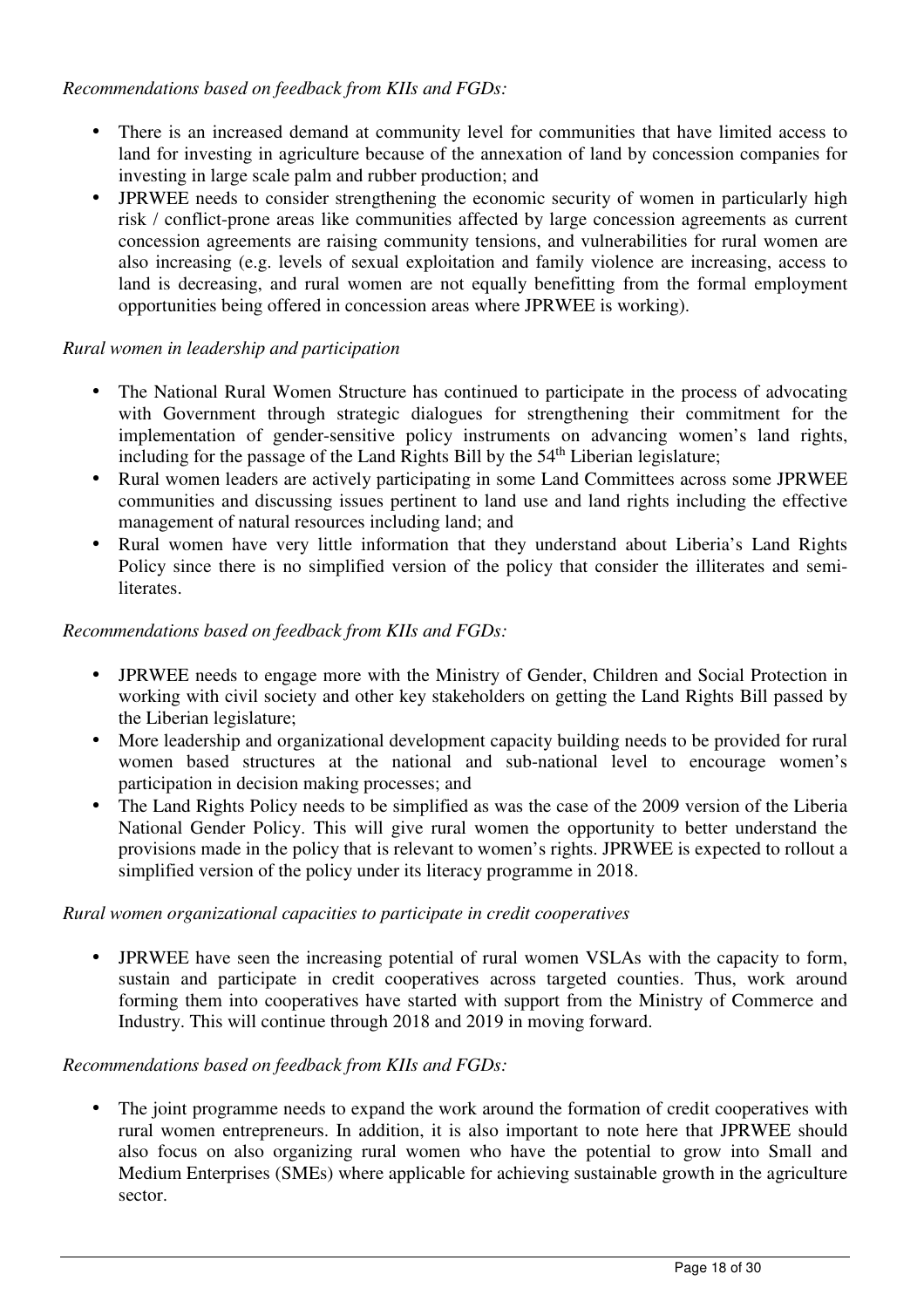*Recommendations based on feedback from KIIs and FGDs:*

- There is an increased demand at community level for communities that have limited access to land for investing in agriculture because of the annexation of land by concession companies for investing in large scale palm and rubber production; and
- JPRWEE needs to consider strengthening the economic security of women in particularly high risk / conflict-prone areas like communities affected by large concession agreements as current concession agreements are raising community tensions, and vulnerabilities for rural women are also increasing (e.g. levels of sexual exploitation and family violence are increasing, access to land is decreasing, and rural women are not equally benefitting from the formal employment opportunities being offered in concession areas where JPRWEE is working).

*Rural women in leadership and participation*

- The National Rural Women Structure has continued to participate in the process of advocating with Government through strategic dialogues for strengthening their commitment for the implementation of gender-sensitive policy instruments on advancing women's land rights, including for the passage of the Land Rights Bill by the 54th Liberian legislature;
- Rural women leaders are actively participating in some Land Committees across some JPRWEE communities and discussing issues pertinent to land use and land rights including the effective management of natural resources including land; and
- Rural women have very little information that they understand about Liberia's Land Rights Policy since there is no simplified version of the policy that consider the illiterates and semi-literates.

*Recommendations based on feedback from KIIs and FGDs:*

- JPRWEE needs to engage more with the Ministry of Gender, Children and Social Protection in working with civil society and other key stakeholders on getting the Land Rights Bill passed by the Liberian legislature;
- More leadership and organizational development capacity building needs to be provided for rural women based structures at the national and sub-national level to encourage women's participation in decision making processes; and
- The Land Rights Policy needs to be simplified as was the case of the 2009 version of the Liberia National Gender Policy. This will give rural women the opportunity to better understand the provisions made in the policy that is relevant to women's rights. JPRWEE is expected to rollout a simplified version of the policy under its literacy programme in 2018.

*Rural women organizational capacities to participate in credit cooperatives*

- JPRWEE have seen the increasing potential of rural women VSLAs with the capacity to form, sustain and participate in credit cooperatives across targeted counties. Thus, work around forming them into cooperatives have started with support from the Ministry of Commerce and Industry. This will continue through 2018 and 2019 in moving forward.

*Recommendations based on feedback from KIIs and FGDs:*

- The joint programme needs to expand the work around the formation of credit cooperatives with rural women entrepreneurs. In addition, it is also important to note here that JPRWEE should also focus on also organizing rural women who have the potential to grow into Small and Medium Enterprises (SMEs) where applicable for achieving sustainable growth in the agriculture sector.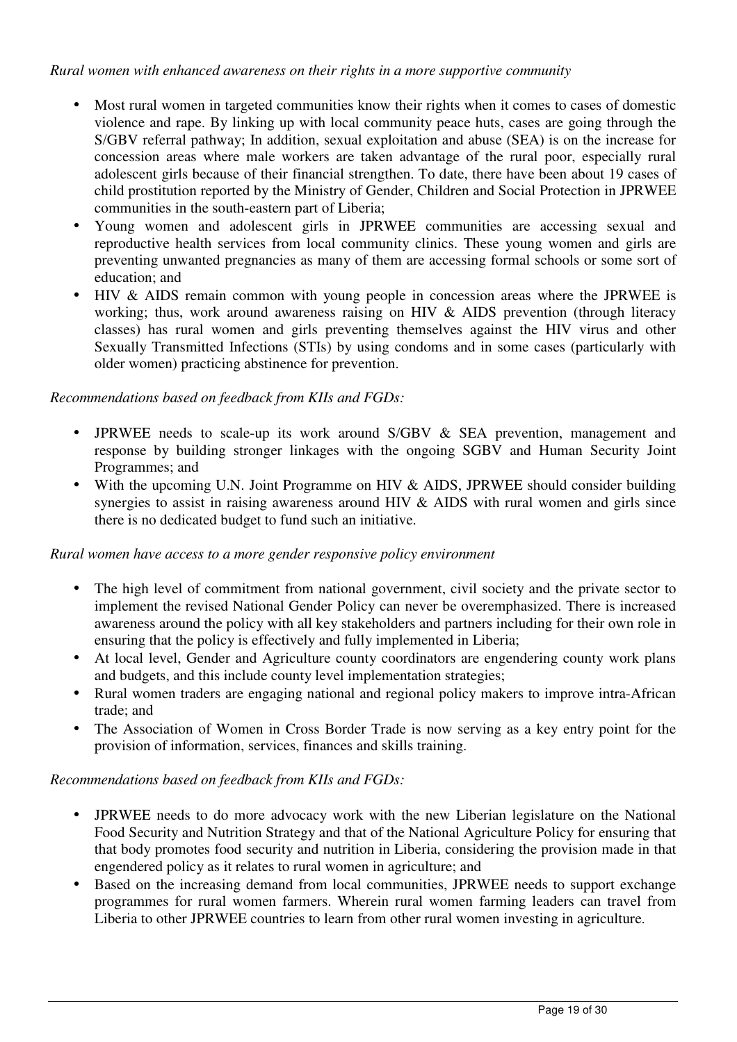*Rural women with enhanced awareness on their rights in a more supportive community*

- Most rural women in targeted communities know their rights when it comes to cases of domestic violence and rape. By linking up with local community peace huts, cases are going through the S/GBV referral pathway; In addition, sexual exploitation and abuse (SEA) is on the increase for concession areas where male workers are taken advantage of the rural poor, especially rural adolescent girls because of their financial strengthen. To date, there have been about 19 cases of child prostitution reported by the Ministry of Gender, Children and Social Protection in JPRWEE communities in the south-eastern part of Liberia;
- Young women and adolescent girls in JPRWEE communities are accessing sexual and reproductive health services from local community clinics. These young women and girls are preventing unwanted pregnancies as many of them are accessing formal schools or some sort of education; and
- HIV & AIDS remain common with young people in concession areas where the JPRWEE is working; thus, work around awareness raising on HIV & AIDS prevention (through literacy classes) has rural women and girls preventing themselves against the HIV virus and other Sexually Transmitted Infections (STIs) by using condoms and in some cases (particularly with older women) practicing abstinence for prevention.

*Recommendations based on feedback from KIIs and FGDs:*

- JPRWEE needs to scale-up its work around S/GBV & SEA prevention, management and response by building stronger linkages with the ongoing SGBV and Human Security Joint Programmes; and
- With the upcoming U.N. Joint Programme on HIV & AIDS, JPRWEE should consider building synergies to assist in raising awareness around HIV & AIDS with rural women and girls since there is no dedicated budget to fund such an initiative.

*Rural women have access to a more gender responsive policy environment*

- The high level of commitment from national government, civil society and the private sector to implement the revised National Gender Policy can never be overemphasized. There is increased awareness around the policy with all key stakeholders and partners including for their own role in ensuring that the policy is effectively and fully implemented in Liberia;
- At local level, Gender and Agriculture county coordinators are engendering county work plans and budgets, and this include county level implementation strategies;
- Rural women traders are engaging national and regional policy makers to improve intra-African trade; and
- The Association of Women in Cross Border Trade is now serving as a key entry point for the provision of information, services, finances and skills training.

*Recommendations based on feedback from KIIs and FGDs:*

- JPRWEE needs to do more advocacy work with the new Liberian legislature on the National Food Security and Nutrition Strategy and that of the National Agriculture Policy for ensuring that that body promotes food security and nutrition in Liberia, considering the provision made in that engendered policy as it relates to rural women in agriculture; and
- Based on the increasing demand from local communities, JPRWEE needs to support exchange programmes for rural women farmers. Wherein rural women farming leaders can travel from Liberia to other JPRWEE countries to learn from other rural women investing in agriculture.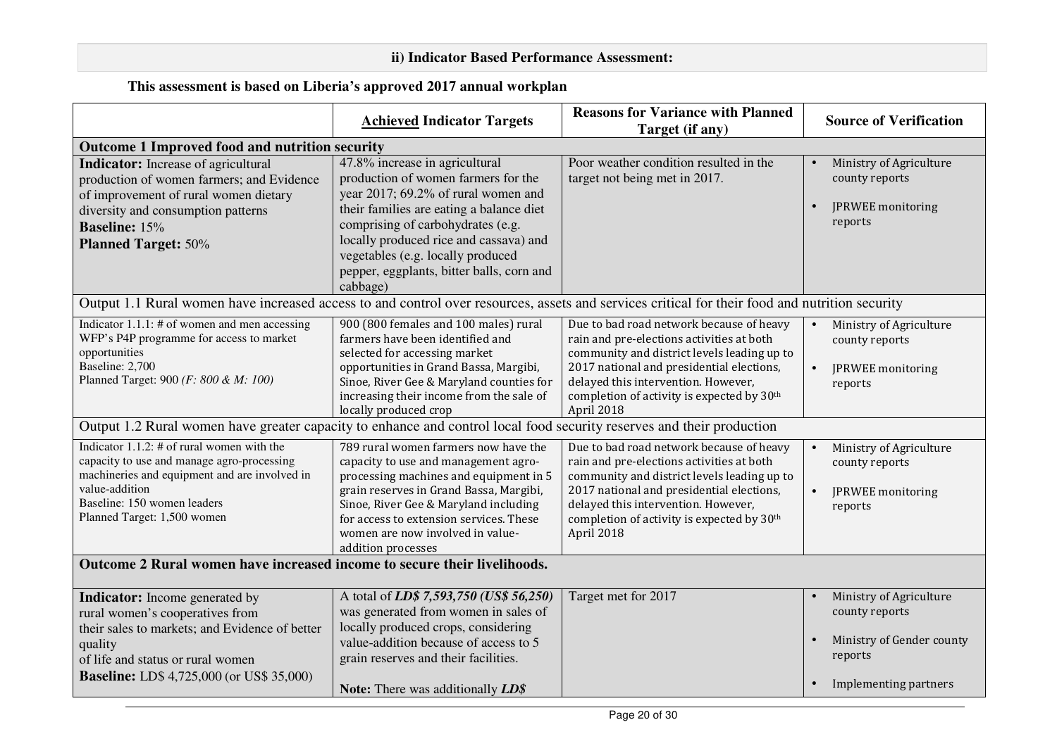## ii) Indicator Based Performance Assessment:

**This assessment is based on Liberia's approved 2017 annual workplan**

| | **Achieved Indicator Targets** | **Reasons for Variance with Planned Target (if any)** | **Source of Verification** |
|---|---|---|---|
| **Outcome 1 Improved food and nutrition security** | | | |
| **Indicator:** Increase of agricultural production of women farmers; and Evidence of improvement of rural women dietary diversity and consumption patterns<br>**Baseline:** 15%<br>**Planned Target:** 50% | 47.8% increase in agricultural production of women farmers for the year 2017; 69.2% of rural women and their families are eating a balance diet comprising of carbohydrates (e.g. locally produced rice and cassava) and vegetables (e.g. locally produced pepper, eggplants, bitter balls, corn and cabbage) | Poor weather condition resulted in the target not being met in 2017. | • Ministry of Agriculture county reports<br>• JPRWEE monitoring reports |
| Output 1.1 Rural women have increased access to and control over resources, assets and services critical for their food and nutrition security | | | |
| Indicator 1.1.1: # of women and men accessing WFP's P4P programme for access to market opportunities<br>Baseline: 2,700<br>Planned Target: 900 *(F: 800 & M: 100)* | 900 (800 females and 100 males) rural farmers have been identified and selected for accessing market opportunities in Grand Bassa, Margibi, Sinoe, River Gee & Maryland counties for increasing their income from the sale of locally produced crop | Due to bad road network because of heavy rain and pre-elections activities at both community and district levels leading up to 2017 national and presidential elections, delayed this intervention. However, completion of activity is expected by 30th April 2018 | • Ministry of Agriculture county reports<br>• JPRWEE monitoring reports |
| Output 1.2 Rural women have greater capacity to enhance and control local food security reserves and their production | | | |
| Indicator 1.1.2: # of rural women with the capacity to use and manage agro-processing machineries and equipment and are involved in value-addition<br>Baseline: 150 women leaders<br>Planned Target: 1,500 women | 789 rural women farmers now have the capacity to use and management agro-processing machines and equipment in 5 grain reserves in Grand Bassa, Margibi, Sinoe, River Gee & Maryland including for access to extension services. These women are now involved in value-addition processes | Due to bad road network because of heavy rain and pre-elections activities at both community and district levels leading up to 2017 national and presidential elections, delayed this intervention. However, completion of activity is expected by 30th April 2018 | • Ministry of Agriculture county reports<br>• JPRWEE monitoring reports |
| **Outcome 2 Rural women have increased income to secure their livelihoods.** | | | |
| **Indicator:** Income generated by rural women's cooperatives from their sales to markets; and Evidence of better quality of life and status or rural women<br>**Baseline:** LD$ 4,725,000 (or US$ 35,000) | A total of ***LD$ 7,593,750 (US$ 56,250)*** was generated from women in sales of locally produced crops, considering value-addition because of access to 5 grain reserves and their facilities.<br><br>**Note:** There was additionally ***LD$*** | Target met for 2017 | • Ministry of Agriculture county reports<br>• Ministry of Gender county reports<br>• Implementing partners |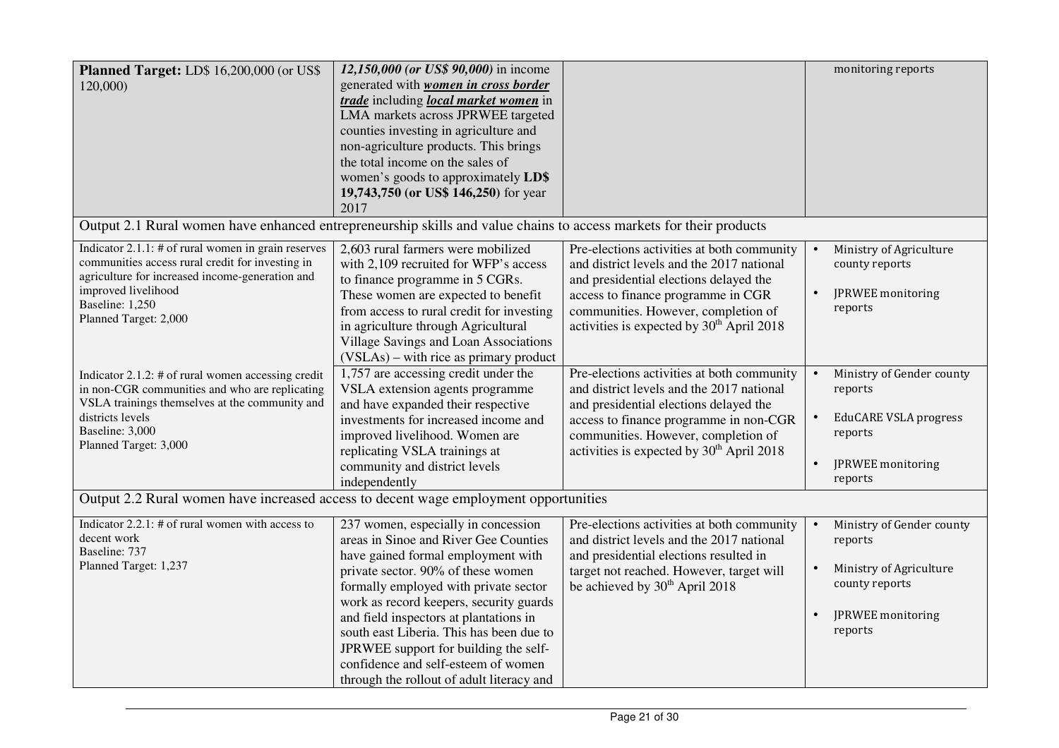| | | | |
|---|---|---|---|
| **Planned Target:** LD$ 16,200,000 (or US$ 120,000) | ***12,150,000 (or US$ 90,000)*** in income generated with ***women in cross border trade*** including ***local market women*** in LMA markets across JPRWEE targeted counties investing in agriculture and non-agriculture products. This brings the total income on the sales of women's goods to approximately **LD$ 19,743,750 (or US$ 146,250)** for year 2017 | | monitoring reports |
| Output 2.1 Rural women have enhanced entrepreneurship skills and value chains to access markets for their products | | | |
| Indicator 2.1.1: # of rural women in grain reserves communities access rural credit for investing in agriculture for increased income-generation and improved livelihood<br>Baseline: 1,250<br>Planned Target: 2,000 | 2,603 rural farmers were mobilized with 2,109 recruited for WFP's access to finance programme in 5 CGRs. These women are expected to benefit from access to rural credit for investing in agriculture through Agricultural Village Savings and Loan Associations (VSLAs) – with rice as primary product | Pre-elections activities at both community and district levels and the 2017 national and presidential elections delayed the access to finance programme in CGR communities. However, completion of activities is expected by 30th April 2018 | • Ministry of Agriculture county reports<br>• JPRWEE monitoring reports |
| Indicator 2.1.2: # of rural women accessing credit in non-CGR communities and who are replicating VSLA trainings themselves at the community and districts levels<br>Baseline: 3,000<br>Planned Target: 3,000 | 1,757 are accessing credit under the VSLA extension agents programme and have expanded their respective investments for increased income and improved livelihood. Women are replicating VSLA trainings at community and district levels independently | Pre-elections activities at both community and district levels and the 2017 national and presidential elections delayed the access to finance programme in non-CGR communities. However, completion of activities is expected by 30th April 2018 | • Ministry of Gender county reports<br>• EduCARE VSLA progress reports<br>• JPRWEE monitoring reports |
| Output 2.2 Rural women have increased access to decent wage employment opportunities | | | |
| Indicator 2.2.1: # of rural women with access to decent work<br>Baseline: 737<br>Planned Target: 1,237 | 237 women, especially in concession areas in Sinoe and River Gee Counties have gained formal employment with private sector. 90% of these women formally employed with private sector work as record keepers, security guards and field inspectors at plantations in south east Liberia. This has been due to JPRWEE support for building the self-confidence and self-esteem of women through the rollout of adult literacy and | Pre-elections activities at both community and district levels and the 2017 national and presidential elections resulted in target not reached. However, target will be achieved by 30th April 2018 | • Ministry of Gender county reports<br>• Ministry of Agriculture county reports<br>• JPRWEE monitoring reports |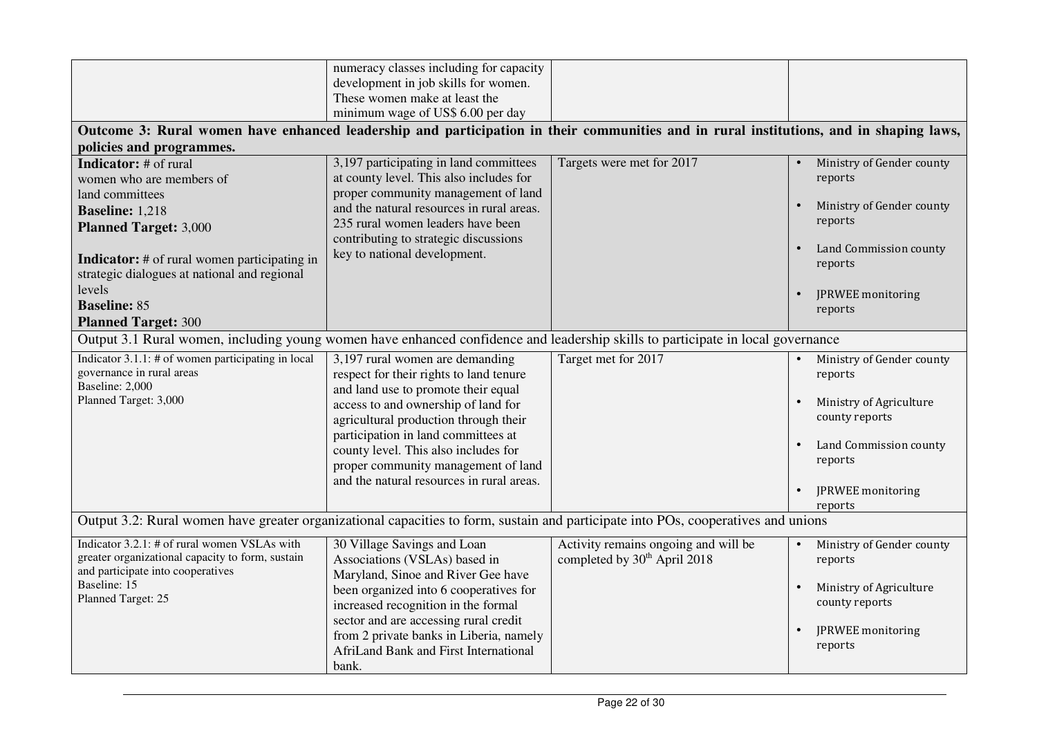| | | | |
|---|---|---|---|
| | numeracy classes including for capacity development in job skills for women. These women make at least the minimum wage of US$ 6.00 per day | | |
| **Outcome 3: Rural women have enhanced leadership and participation in their communities and in rural institutions, and in shaping laws, policies and programmes.** | | | |
| **Indicator:** # of rural women who are members of land committees<br>**Baseline:** 1,218<br>**Planned Target:** 3,000<br><br>**Indicator:** # of rural women participating in strategic dialogues at national and regional levels<br>**Baseline:** 85<br>**Planned Target:** 300 | 3,197 participating in land committees at county level. This also includes for proper community management of land and the natural resources in rural areas. 235 rural women leaders have been contributing to strategic discussions key to national development. | Targets were met for 2017 | • Ministry of Gender county reports<br>• Ministry of Gender county reports<br>• Land Commission county reports<br>• JPRWEE monitoring reports |
| Output 3.1 Rural women, including young women have enhanced confidence and leadership skills to participate in local governance | | | |
| Indicator 3.1.1: # of women participating in local governance in rural areas<br>Baseline: 2,000<br>Planned Target: 3,000 | 3,197 rural women are demanding respect for their rights to land tenure and land use to promote their equal access to and ownership of land for agricultural production through their participation in land committees at county level. This also includes for proper community management of land and the natural resources in rural areas. | Target met for 2017 | • Ministry of Gender county reports<br>• Ministry of Agriculture county reports<br>• Land Commission county reports<br>• JPRWEE monitoring reports |
| Output 3.2: Rural women have greater organizational capacities to form, sustain and participate into POs, cooperatives and unions | | | |
| Indicator 3.2.1: # of rural women VSLAs with greater organizational capacity to form, sustain and participate into cooperatives<br>Baseline: 15<br>Planned Target: 25 | 30 Village Savings and Loan Associations (VSLAs) based in Maryland, Sinoe and River Gee have been organized into 6 cooperatives for increased recognition in the formal sector and are accessing rural credit from 2 private banks in Liberia, namely AfriLand Bank and First International bank. | Activity remains ongoing and will be completed by 30th April 2018 | • Ministry of Gender county reports<br>• Ministry of Agriculture county reports<br>• JPRWEE monitoring reports |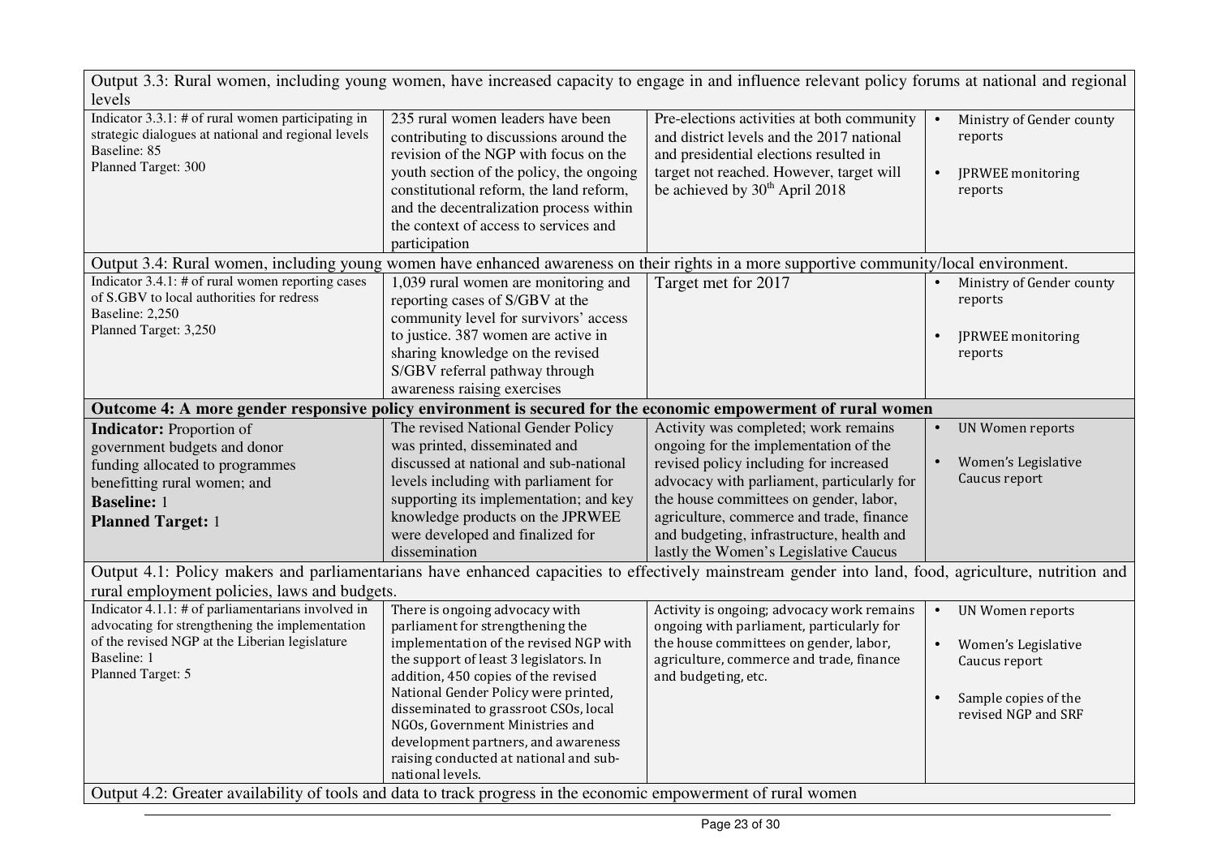| Output 3.3: Rural women, including young women, have increased capacity to engage in and influence relevant policy forums at national and regional levels | | | |
|---|---|---|---|
| Indicator 3.3.1: # of rural women participating in strategic dialogues at national and regional levels<br>Baseline: 85<br>Planned Target: 300 | 235 rural women leaders have been contributing to discussions around the revision of the NGP with focus on the youth section of the policy, the ongoing constitutional reform, the land reform, and the decentralization process within the context of access to services and participation | Pre-elections activities at both community and district levels and the 2017 national and presidential elections resulted in target not reached. However, target will be achieved by 30th April 2018 | • Ministry of Gender county reports<br>• JPRWEE monitoring reports |
| Output 3.4: Rural women, including young women have enhanced awareness on their rights in a more supportive community/local environment. | | | |
| Indicator 3.4.1: # of rural women reporting cases of S.GBV to local authorities for redress<br>Baseline: 2,250<br>Planned Target: 3,250 | 1,039 rural women are monitoring and reporting cases of S/GBV at the community level for survivors' access to justice. 387 women are active in sharing knowledge on the revised S/GBV referral pathway through awareness raising exercises | Target met for 2017 | • Ministry of Gender county reports<br>• JPRWEE monitoring reports |
| **Outcome 4: A more gender responsive policy environment is secured for the economic empowerment of rural women** | | | |
| **Indicator:** Proportion of government budgets and donor funding allocated to programmes benefitting rural women; and<br>**Baseline:** 1<br>**Planned Target:** 1 | The revised National Gender Policy was printed, disseminated and discussed at national and sub-national levels including with parliament for supporting its implementation; and key knowledge products on the JPRWEE were developed and finalized for dissemination | Activity was completed; work remains ongoing for the implementation of the revised policy including for increased advocacy with parliament, particularly for the house committees on gender, labor, agriculture, commerce and trade, finance and budgeting, infrastructure, health and lastly the Women's Legislative Caucus | • UN Women reports<br>• Women's Legislative Caucus report |
| Output 4.1: Policy makers and parliamentarians have enhanced capacities to effectively mainstream gender into land, food, agriculture, nutrition and rural employment policies, laws and budgets. | | | |
| Indicator 4.1.1: # of parliamentarians involved in advocating for strengthening the implementation of the revised NGP at the Liberian legislature<br>Baseline: 1<br>Planned Target: 5 | There is ongoing advocacy with parliament for strengthening the implementation of the revised NGP with the support of least 3 legislators. In addition, 450 copies of the revised National Gender Policy were printed, disseminated to grassroot CSOs, local NGOs, Government Ministries and development partners, and awareness raising conducted at national and sub-national levels. | Activity is ongoing; advocacy work remains ongoing with parliament, particularly for the house committees on gender, labor, agriculture, commerce and trade, finance and budgeting, etc. | • UN Women reports<br>• Women's Legislative Caucus report<br>• Sample copies of the revised NGP and SRF |
| Output 4.2: Greater availability of tools and data to track progress in the economic empowerment of rural women | | | |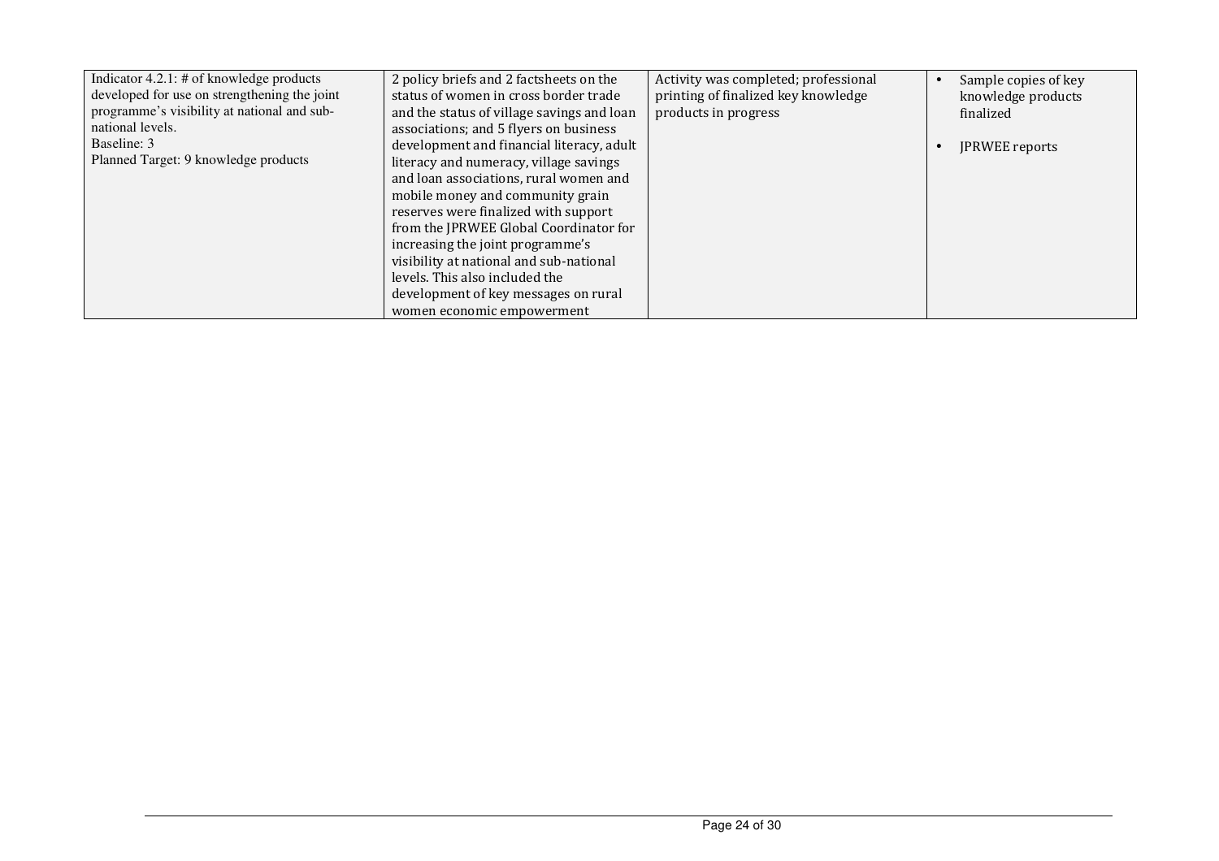| | | | |
|---|---|---|---|
| Indicator 4.2.1: # of knowledge products developed for use on strengthening the joint programme's visibility at national and sub-national levels.<br>Baseline: 3<br>Planned Target: 9 knowledge products | 2 policy briefs and 2 factsheets on the status of women in cross border trade and the status of village savings and loan associations; and 5 flyers on business development and financial literacy, adult literacy and numeracy, village savings and loan associations, rural women and mobile money and community grain reserves were finalized with support from the JPRWEE Global Coordinator for increasing the joint programme's visibility at national and sub-national levels. This also included the development of key messages on rural women economic empowerment | Activity was completed; professional printing of finalized key knowledge products in progress | • Sample copies of key knowledge products finalized<br><br>• JPRWEE reports |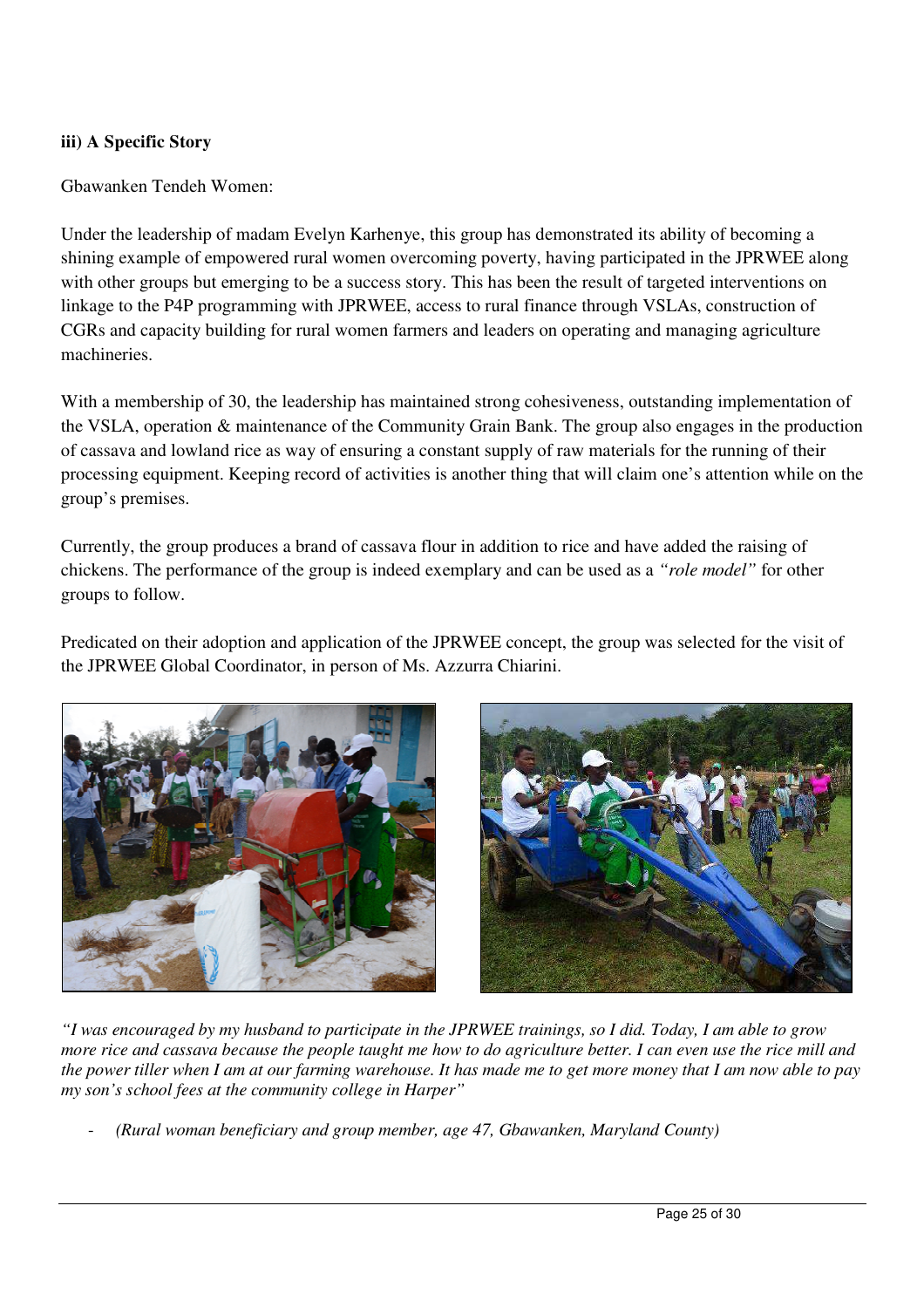**iii) A Specific Story**

Gbawanken Tendeh Women:

Under the leadership of madam Evelyn Karhenye, this group has demonstrated its ability of becoming a shining example of empowered rural women overcoming poverty, having participated in the JPRWEE along with other groups but emerging to be a success story. This has been the result of targeted interventions on linkage to the P4P programming with JPRWEE, access to rural finance through VSLAs, construction of CGRs and capacity building for rural women farmers and leaders on operating and managing agriculture machineries.

With a membership of 30, the leadership has maintained strong cohesiveness, outstanding implementation of the VSLA, operation & maintenance of the Community Grain Bank. The group also engages in the production of cassava and lowland rice as way of ensuring a constant supply of raw materials for the running of their processing equipment. Keeping record of activities is another thing that will claim one's attention while on the group's premises.

Currently, the group produces a brand of cassava flour in addition to rice and have added the raising of chickens. The performance of the group is indeed exemplary and can be used as a *"role model"* for other groups to follow.

Predicated on their adoption and application of the JPRWEE concept, the group was selected for the visit of the JPRWEE Global Coordinator, in person of Ms. Azzurra Chiarini.

*"I was encouraged by my husband to participate in the JPRWEE trainings, so I did. Today, I am able to grow more rice and cassava because the people taught me how to do agriculture better. I can even use the rice mill and the power tiller when I am at our farming warehouse. It has made me to get more money that I am now able to pay my son's school fees at the community college in Harper"*

- *(Rural woman beneficiary and group member, age 47, Gbawanken, Maryland County)*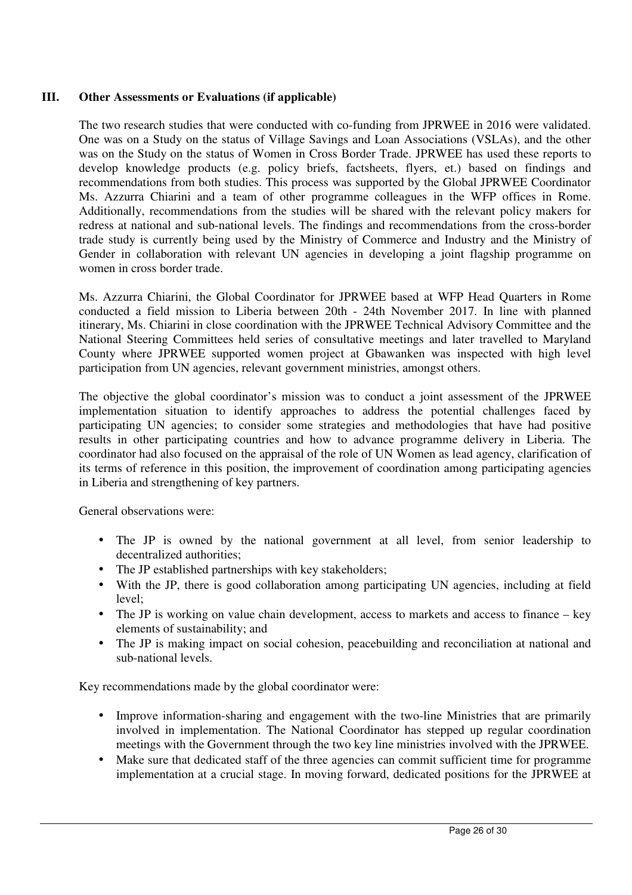## III. Other Assessments or Evaluations (if applicable)

The two research studies that were conducted with co-funding from JPRWEE in 2016 were validated. One was on a Study on the status of Village Savings and Loan Associations (VSLAs), and the other was on the Study on the status of Women in Cross Border Trade. JPRWEE has used these reports to develop knowledge products (e.g. policy briefs, factsheets, flyers, et.) based on findings and recommendations from both studies. This process was supported by the Global JPRWEE Coordinator Ms. Azzurra Chiarini and a team of other programme colleagues in the WFP offices in Rome. Additionally, recommendations from the studies will be shared with the relevant policy makers for redress at national and sub-national levels. The findings and recommendations from the cross-border trade study is currently being used by the Ministry of Commerce and Industry and the Ministry of Gender in collaboration with relevant UN agencies in developing a joint flagship programme on women in cross border trade.

Ms. Azzurra Chiarini, the Global Coordinator for JPRWEE based at WFP Head Quarters in Rome conducted a field mission to Liberia between 20th - 24th November 2017. In line with planned itinerary, Ms. Chiarini in close coordination with the JPRWEE Technical Advisory Committee and the National Steering Committees held series of consultative meetings and later travelled to Maryland County where JPRWEE supported women project at Gbawanken was inspected with high level participation from UN agencies, relevant government ministries, amongst others.

The objective the global coordinator's mission was to conduct a joint assessment of the JPRWEE implementation situation to identify approaches to address the potential challenges faced by participating UN agencies; to consider some strategies and methodologies that have had positive results in other participating countries and how to advance programme delivery in Liberia. The coordinator had also focused on the appraisal of the role of UN Women as lead agency, clarification of its terms of reference in this position, the improvement of coordination among participating agencies in Liberia and strengthening of key partners.

General observations were:

- The JP is owned by the national government at all level, from senior leadership to decentralized authorities;
- The JP established partnerships with key stakeholders;
- With the JP, there is good collaboration among participating UN agencies, including at field level;
- The JP is working on value chain development, access to markets and access to finance – key elements of sustainability; and
- The JP is making impact on social cohesion, peacebuilding and reconciliation at national and sub-national levels.

Key recommendations made by the global coordinator were:

- Improve information-sharing and engagement with the two-line Ministries that are primarily involved in implementation. The National Coordinator has stepped up regular coordination meetings with the Government through the two key line ministries involved with the JPRWEE.
- Make sure that dedicated staff of the three agencies can commit sufficient time for programme implementation at a crucial stage. In moving forward, dedicated positions for the JPRWEE at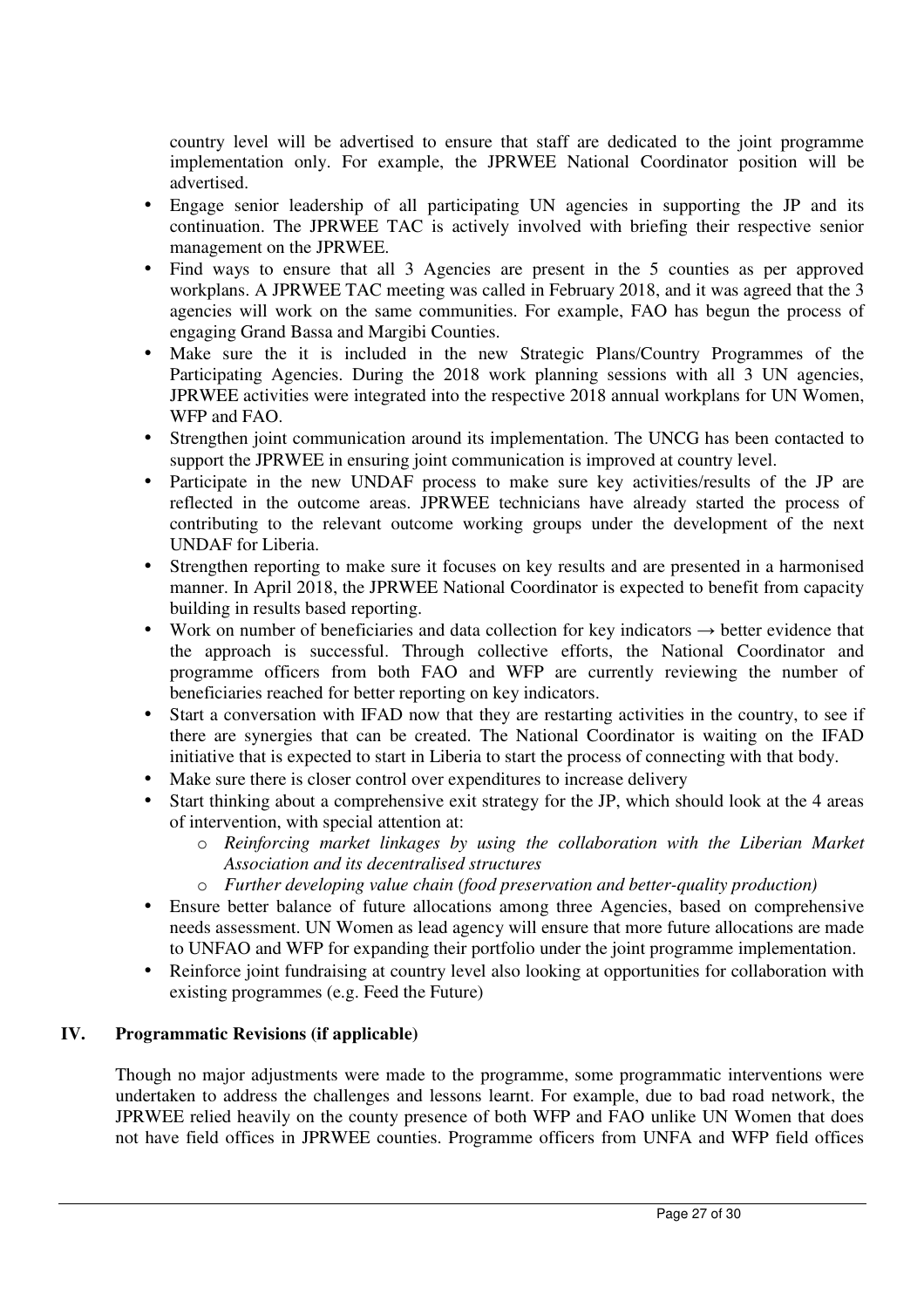country level will be advertised to ensure that staff are dedicated to the joint programme implementation only. For example, the JPRWEE National Coordinator position will be advertised.

- Engage senior leadership of all participating UN agencies in supporting the JP and its continuation. The JPRWEE TAC is actively involved with briefing their respective senior management on the JPRWEE.
- Find ways to ensure that all 3 Agencies are present in the 5 counties as per approved workplans. A JPRWEE TAC meeting was called in February 2018, and it was agreed that the 3 agencies will work on the same communities. For example, FAO has begun the process of engaging Grand Bassa and Margibi Counties.
- Make sure the it is included in the new Strategic Plans/Country Programmes of the Participating Agencies. During the 2018 work planning sessions with all 3 UN agencies, JPRWEE activities were integrated into the respective 2018 annual workplans for UN Women, WFP and FAO.
- Strengthen joint communication around its implementation. The UNCG has been contacted to support the JPRWEE in ensuring joint communication is improved at country level.
- Participate in the new UNDAF process to make sure key activities/results of the JP are reflected in the outcome areas. JPRWEE technicians have already started the process of contributing to the relevant outcome working groups under the development of the next UNDAF for Liberia.
- Strengthen reporting to make sure it focuses on key results and are presented in a harmonised manner. In April 2018, the JPRWEE National Coordinator is expected to benefit from capacity building in results based reporting.
- Work on number of beneficiaries and data collection for key indicators → better evidence that the approach is successful. Through collective efforts, the National Coordinator and programme officers from both FAO and WFP are currently reviewing the number of beneficiaries reached for better reporting on key indicators.
- Start a conversation with IFAD now that they are restarting activities in the country, to see if there are synergies that can be created. The National Coordinator is waiting on the IFAD initiative that is expected to start in Liberia to start the process of connecting with that body.
- Make sure there is closer control over expenditures to increase delivery
- Start thinking about a comprehensive exit strategy for the JP, which should look at the 4 areas of intervention, with special attention at:
    - *Reinforcing market linkages by using the collaboration with the Liberian Market Association and its decentralised structures*
    - *Further developing value chain (food preservation and better-quality production)*
- Ensure better balance of future allocations among three Agencies, based on comprehensive needs assessment. UN Women as lead agency will ensure that more future allocations are made to UNFAO and WFP for expanding their portfolio under the joint programme implementation.
- Reinforce joint fundraising at country level also looking at opportunities for collaboration with existing programmes (e.g. Feed the Future)

## IV. Programmatic Revisions (if applicable)

Though no major adjustments were made to the programme, some programmatic interventions were undertaken to address the challenges and lessons learnt. For example, due to bad road network, the JPRWEE relied heavily on the county presence of both WFP and FAO unlike UN Women that does not have field offices in JPRWEE counties. Programme officers from UNFA and WFP field offices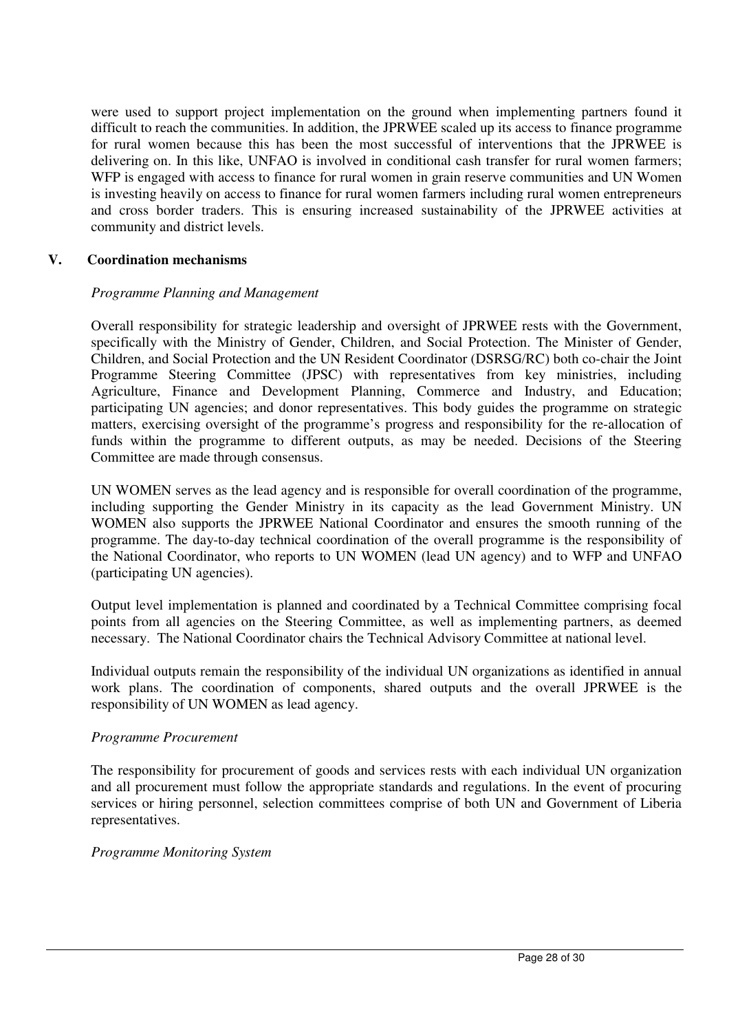were used to support project implementation on the ground when implementing partners found it difficult to reach the communities. In addition, the JPRWEE scaled up its access to finance programme for rural women because this has been the most successful of interventions that the JPRWEE is delivering on. In this like, UNFAO is involved in conditional cash transfer for rural women farmers; WFP is engaged with access to finance for rural women in grain reserve communities and UN Women is investing heavily on access to finance for rural women farmers including rural women entrepreneurs and cross border traders. This is ensuring increased sustainability of the JPRWEE activities at community and district levels.

## V. Coordination mechanisms

*Programme Planning and Management*

Overall responsibility for strategic leadership and oversight of JPRWEE rests with the Government, specifically with the Ministry of Gender, Children, and Social Protection. The Minister of Gender, Children, and Social Protection and the UN Resident Coordinator (DSRSG/RC) both co-chair the Joint Programme Steering Committee (JPSC) with representatives from key ministries, including Agriculture, Finance and Development Planning, Commerce and Industry, and Education; participating UN agencies; and donor representatives. This body guides the programme on strategic matters, exercising oversight of the programme's progress and responsibility for the re-allocation of funds within the programme to different outputs, as may be needed. Decisions of the Steering Committee are made through consensus.

UN WOMEN serves as the lead agency and is responsible for overall coordination of the programme, including supporting the Gender Ministry in its capacity as the lead Government Ministry. UN WOMEN also supports the JPRWEE National Coordinator and ensures the smooth running of the programme. The day-to-day technical coordination of the overall programme is the responsibility of the National Coordinator, who reports to UN WOMEN (lead UN agency) and to WFP and UNFAO (participating UN agencies).

Output level implementation is planned and coordinated by a Technical Committee comprising focal points from all agencies on the Steering Committee, as well as implementing partners, as deemed necessary. The National Coordinator chairs the Technical Advisory Committee at national level.

Individual outputs remain the responsibility of the individual UN organizations as identified in annual work plans. The coordination of components, shared outputs and the overall JPRWEE is the responsibility of UN WOMEN as lead agency.

*Programme Procurement*

The responsibility for procurement of goods and services rests with each individual UN organization and all procurement must follow the appropriate standards and regulations. In the event of procuring services or hiring personnel, selection committees comprise of both UN and Government of Liberia representatives.

*Programme Monitoring System*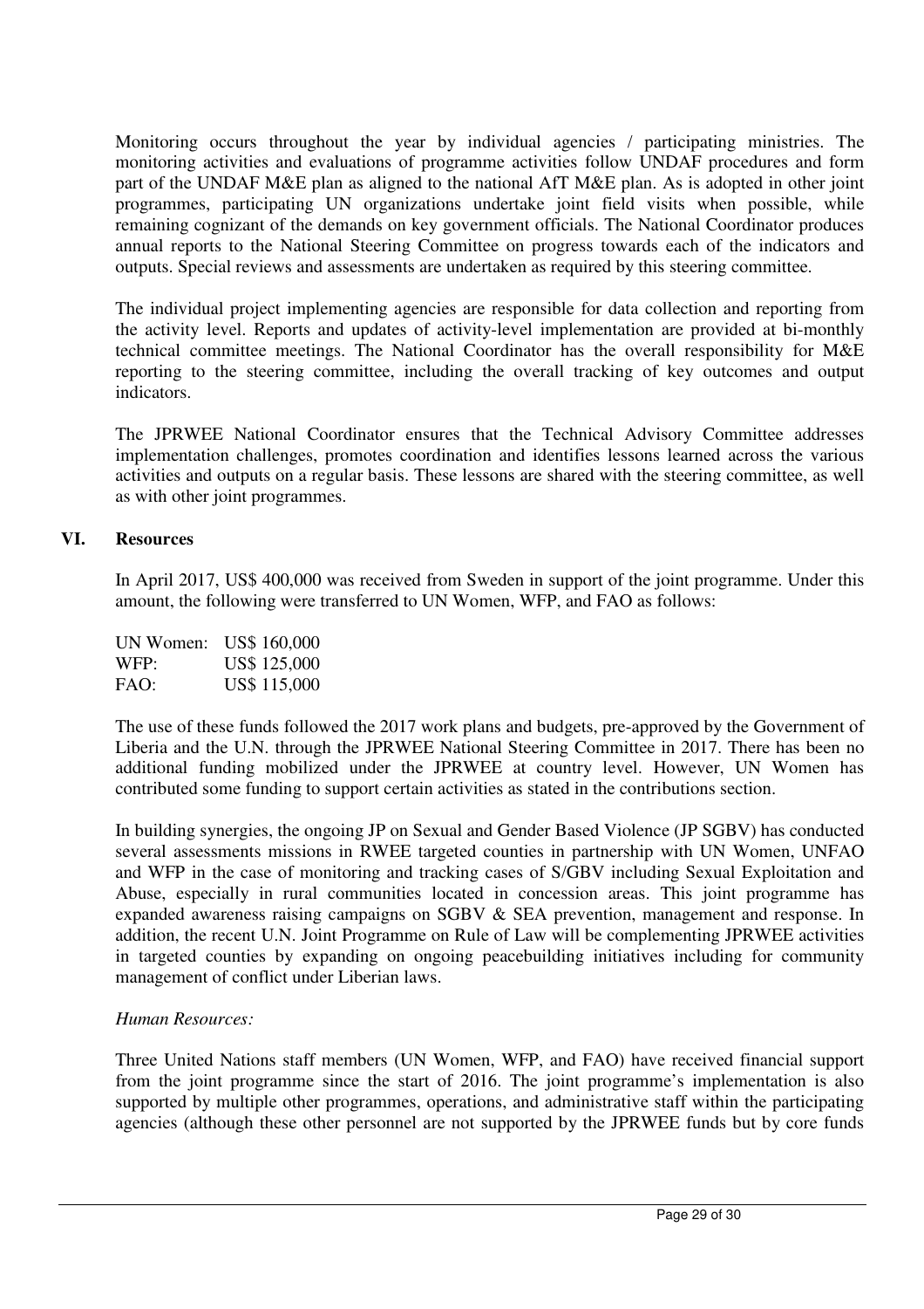Monitoring occurs throughout the year by individual agencies / participating ministries. The monitoring activities and evaluations of programme activities follow UNDAF procedures and form part of the UNDAF M&E plan as aligned to the national AfT M&E plan. As is adopted in other joint programmes, participating UN organizations undertake joint field visits when possible, while remaining cognizant of the demands on key government officials. The National Coordinator produces annual reports to the National Steering Committee on progress towards each of the indicators and outputs. Special reviews and assessments are undertaken as required by this steering committee.

The individual project implementing agencies are responsible for data collection and reporting from the activity level. Reports and updates of activity-level implementation are provided at bi-monthly technical committee meetings. The National Coordinator has the overall responsibility for M&E reporting to the steering committee, including the overall tracking of key outcomes and output indicators.

The JPRWEE National Coordinator ensures that the Technical Advisory Committee addresses implementation challenges, promotes coordination and identifies lessons learned across the various activities and outputs on a regular basis. These lessons are shared with the steering committee, as well as with other joint programmes.

## VI. Resources

In April 2017, US$ 400,000 was received from Sweden in support of the joint programme. Under this amount, the following were transferred to UN Women, WFP, and FAO as follows:

UN Women: US$ 160,000
WFP: US$ 125,000
FAO: US$ 115,000

The use of these funds followed the 2017 work plans and budgets, pre-approved by the Government of Liberia and the U.N. through the JPRWEE National Steering Committee in 2017. There has been no additional funding mobilized under the JPRWEE at country level. However, UN Women has contributed some funding to support certain activities as stated in the contributions section.

In building synergies, the ongoing JP on Sexual and Gender Based Violence (JP SGBV) has conducted several assessments missions in RWEE targeted counties in partnership with UN Women, UNFAO and WFP in the case of monitoring and tracking cases of S/GBV including Sexual Exploitation and Abuse, especially in rural communities located in concession areas. This joint programme has expanded awareness raising campaigns on SGBV & SEA prevention, management and response. In addition, the recent U.N. Joint Programme on Rule of Law will be complementing JPRWEE activities in targeted counties by expanding on ongoing peacebuilding initiatives including for community management of conflict under Liberian laws.

*Human Resources:*

Three United Nations staff members (UN Women, WFP, and FAO) have received financial support from the joint programme since the start of 2016. The joint programme's implementation is also supported by multiple other programmes, operations, and administrative staff within the participating agencies (although these other personnel are not supported by the JPRWEE funds but by core funds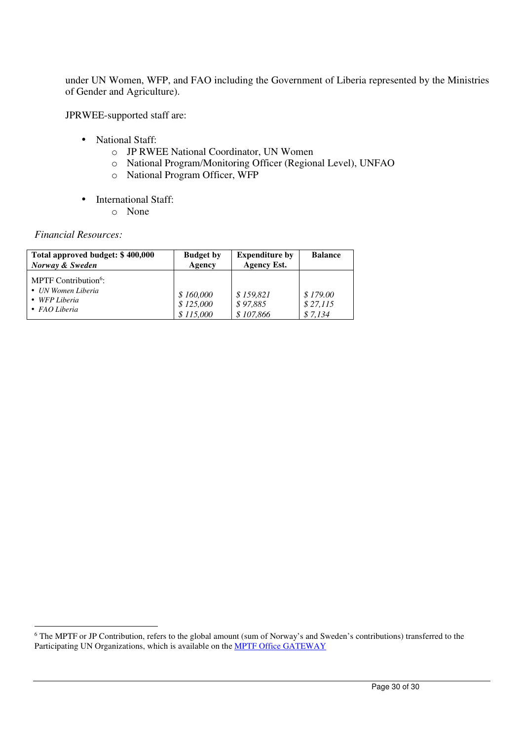under UN Women, WFP, and FAO including the Government of Liberia represented by the Ministries of Gender and Agriculture).

JPRWEE-supported staff are:

- National Staff:
  - JP RWEE National Coordinator, UN Women
  - National Program/Monitoring Officer (Regional Level), UNFAO
  - National Program Officer, WFP

- International Staff:
  - None

*Financial Resources:*

| **Total approved budget: $ 400,000** ***Norway & Sweden*** | **Budget by Agency** | **Expenditure by Agency Est.** | **Balance** |
|---|---|---|---|
| MPTF Contribution[6]: | | | |
| • *UN Women Liberia* | *$ 160,000* | *$ 159,821* | *$ 179.00* |
| • *WFP Liberia* | *$ 125,000* | *$ 97,885* | *$ 27,115* |
| • *FAO Liberia* | *$ 115,000* | *$ 107,866* | *$ 7,134* |

[6] The MPTF or JP Contribution, refers to the global amount (sum of Norway's and Sweden's contributions) transferred to the Participating UN Organizations, which is available on the MPTF Office GATEWAY